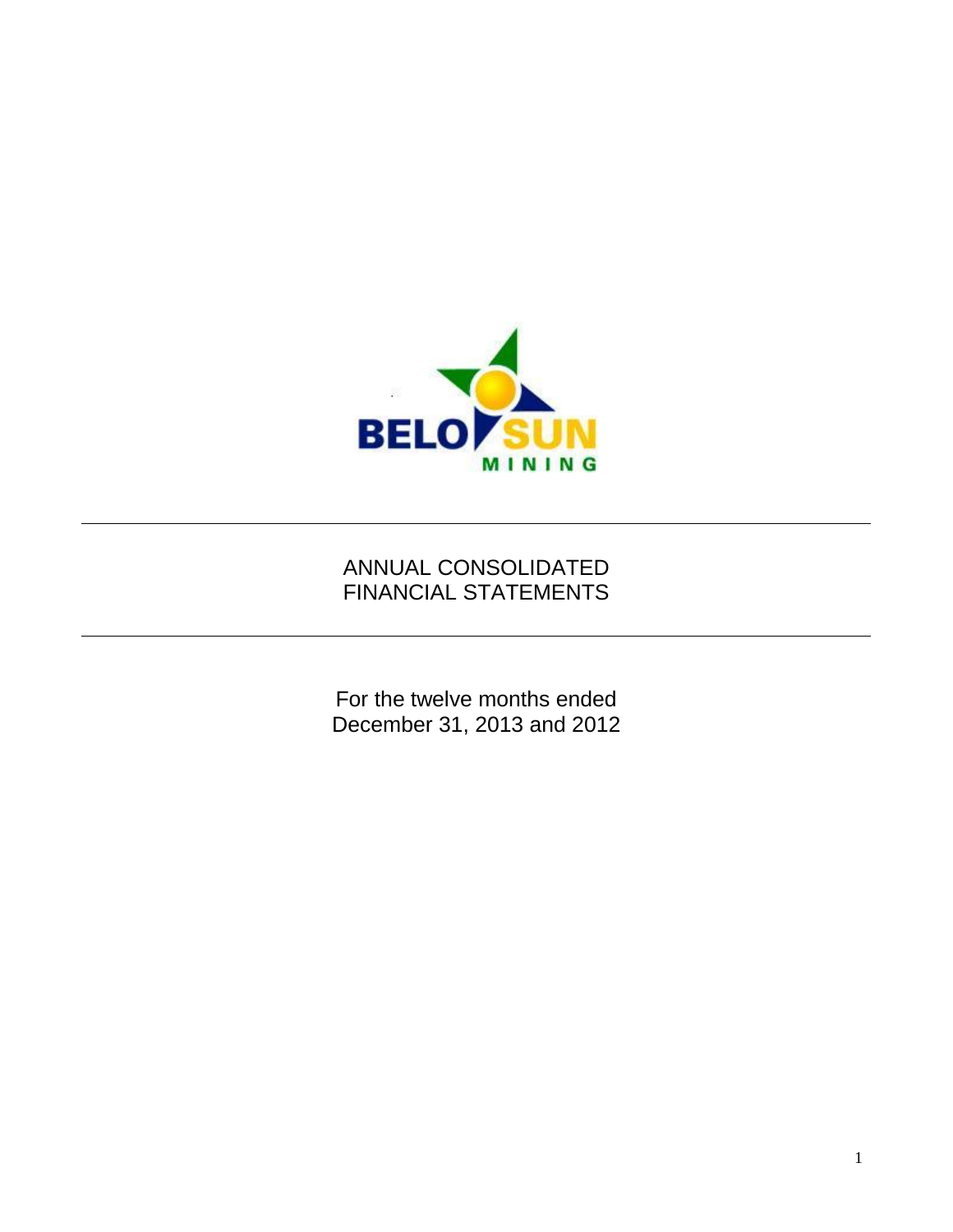BELO SUN MINING

# ANNUAL CONSOLIDATED FINANCIAL STATEMENTS

For the twelve months ended
December 31, 2013 and 2012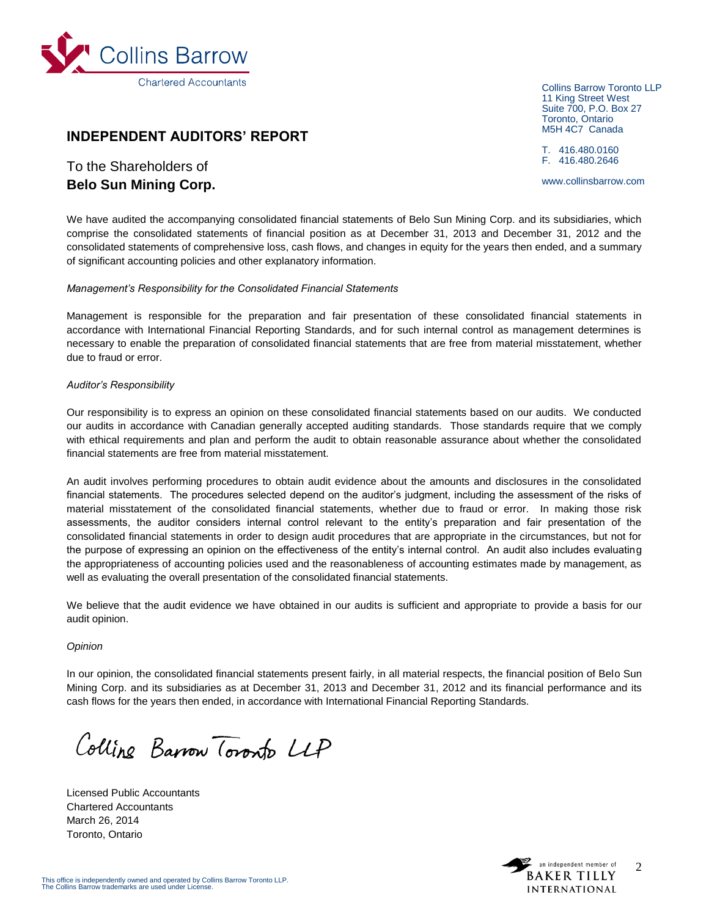Collins Barrow
Chartered Accountants

Collins Barrow Toronto LLP
11 King Street West
Suite 700, P.O. Box 27
Toronto, Ontario
M5H 4C7 Canada

T. 416.480.0160
F. 416.480.2646

www.collinsbarrow.com

## INDEPENDENT AUDITORS' REPORT

To the Shareholders of
**Belo Sun Mining Corp.**

We have audited the accompanying consolidated financial statements of Belo Sun Mining Corp. and its subsidiaries, which comprise the consolidated statements of financial position as at December 31, 2013 and December 31, 2012 and the consolidated statements of comprehensive loss, cash flows, and changes in equity for the years then ended, and a summary of significant accounting policies and other explanatory information.

*Management's Responsibility for the Consolidated Financial Statements*

Management is responsible for the preparation and fair presentation of these consolidated financial statements in accordance with International Financial Reporting Standards, and for such internal control as management determines is necessary to enable the preparation of consolidated financial statements that are free from material misstatement, whether due to fraud or error.

*Auditor's Responsibility*

Our responsibility is to express an opinion on these consolidated financial statements based on our audits. We conducted our audits in accordance with Canadian generally accepted auditing standards. Those standards require that we comply with ethical requirements and plan and perform the audit to obtain reasonable assurance about whether the consolidated financial statements are free from material misstatement.

An audit involves performing procedures to obtain audit evidence about the amounts and disclosures in the consolidated financial statements. The procedures selected depend on the auditor's judgment, including the assessment of the risks of material misstatement of the consolidated financial statements, whether due to fraud or error. In making those risk assessments, the auditor considers internal control relevant to the entity's preparation and fair presentation of the consolidated financial statements in order to design audit procedures that are appropriate in the circumstances, but not for the purpose of expressing an opinion on the effectiveness of the entity's internal control. An audit also includes evaluating the appropriateness of accounting policies used and the reasonableness of accounting estimates made by management, as well as evaluating the overall presentation of the consolidated financial statements.

We believe that the audit evidence we have obtained in our audits is sufficient and appropriate to provide a basis for our audit opinion.

*Opinion*

In our opinion, the consolidated financial statements present fairly, in all material respects, the financial position of Belo Sun Mining Corp. and its subsidiaries as at December 31, 2013 and December 31, 2012 and its financial performance and its cash flows for the years then ended, in accordance with International Financial Reporting Standards.

Collins Barrow Toronto LLP

Licensed Public Accountants
Chartered Accountants
March 26, 2014
Toronto, Ontario

This office is independently owned and operated by Collins Barrow Toronto LLP.
The Collins Barrow trademarks are used under License.

an independent member of BAKER TILLY INTERNATIONAL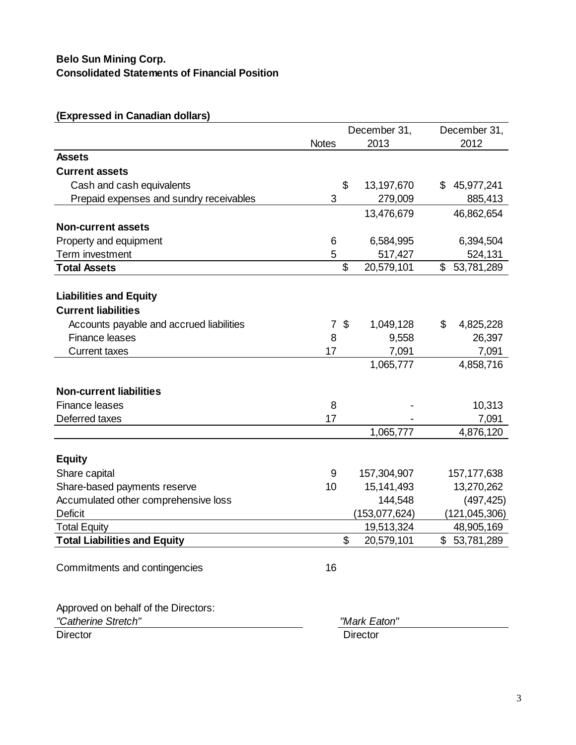**Belo Sun Mining Corp.**
**Consolidated Statements of Financial Position**

**(Expressed in Canadian dollars)**

| | Notes | December 31, 2013 | December 31, 2012 |
|---|---|---|---|
| **Assets** | | | |
| **Current assets** | | | |
| Cash and cash equivalents | | $ 13,197,670 | $ 45,977,241 |
| Prepaid expenses and sundry receivables | 3 | 279,009 | 885,413 |
| | | 13,476,679 | 46,862,654 |
| **Non-current assets** | | | |
| Property and equipment | 6 | 6,584,995 | 6,394,504 |
| Term investment | 5 | 517,427 | 524,131 |
| **Total Assets** | | $ 20,579,101 | $ 53,781,289 |
| | | | |
| **Liabilities and Equity** | | | |
| **Current liabilities** | | | |
| Accounts payable and accrued liabilities | 7 | $ 1,049,128 | $ 4,825,228 |
| Finance leases | 8 | 9,558 | 26,397 |
| Current taxes | 17 | 7,091 | 7,091 |
| | | 1,065,777 | 4,858,716 |
| | | | |
| **Non-current liabilities** | | | |
| Finance leases | 8 | - | 10,313 |
| Deferred taxes | 17 | - | 7,091 |
| | | 1,065,777 | 4,876,120 |
| | | | |
| **Equity** | | | |
| Share capital | 9 | 157,304,907 | 157,177,638 |
| Share-based payments reserve | 10 | 15,141,493 | 13,270,262 |
| Accumulated other comprehensive loss | | 144,548 | (497,425) |
| Deficit | | (153,077,624) | (121,045,306) |
| Total Equity | | 19,513,324 | 48,905,169 |
| **Total Liabilities and Equity** | | $ 20,579,101 | $ 53,781,289 |

Commitments and contingencies 16

Approved on behalf of the Directors:

*"Catherine Stretch"*
Director

*"Mark Eaton"*
Director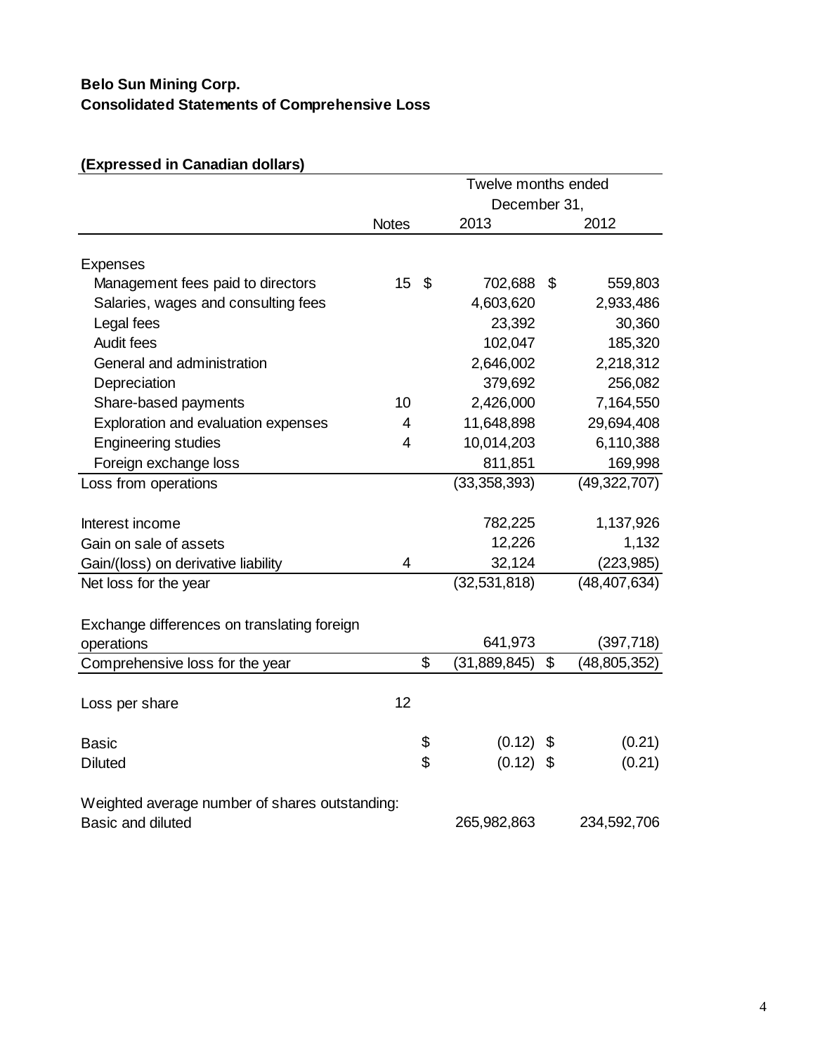**Belo Sun Mining Corp.**
**Consolidated Statements of Comprehensive Loss**

**(Expressed in Canadian dollars)**

| | Notes | Twelve months ended December 31, 2013 | 2012 |
|---|---|---|---|
| Expenses | | | |
| Management fees paid to directors | 15 | $ 702,688 | $ 559,803 |
| Salaries, wages and consulting fees | | 4,603,620 | 2,933,486 |
| Legal fees | | 23,392 | 30,360 |
| Audit fees | | 102,047 | 185,320 |
| General and administration | | 2,646,002 | 2,218,312 |
| Depreciation | | 379,692 | 256,082 |
| Share-based payments | 10 | 2,426,000 | 7,164,550 |
| Exploration and evaluation expenses | 4 | 11,648,898 | 29,694,408 |
| Engineering studies | 4 | 10,014,203 | 6,110,388 |
| Foreign exchange loss | | 811,851 | 169,998 |
| Loss from operations | | (33,358,393) | (49,322,707) |
| Interest income | | 782,225 | 1,137,926 |
| Gain on sale of assets | | 12,226 | 1,132 |
| Gain/(loss) on derivative liability | 4 | 32,124 | (223,985) |
| Net loss for the year | | (32,531,818) | (48,407,634) |
| Exchange differences on translating foreign operations | | 641,973 | (397,718) |
| Comprehensive loss for the year | | $ (31,889,845) | $ (48,805,352) |
| Loss per share | 12 | | |
| Basic | | $ (0.12) | $ (0.21) |
| Diluted | | $ (0.12) | $ (0.21) |
| Weighted average number of shares outstanding: | | | |
| Basic and diluted | | 265,982,863 | 234,592,706 |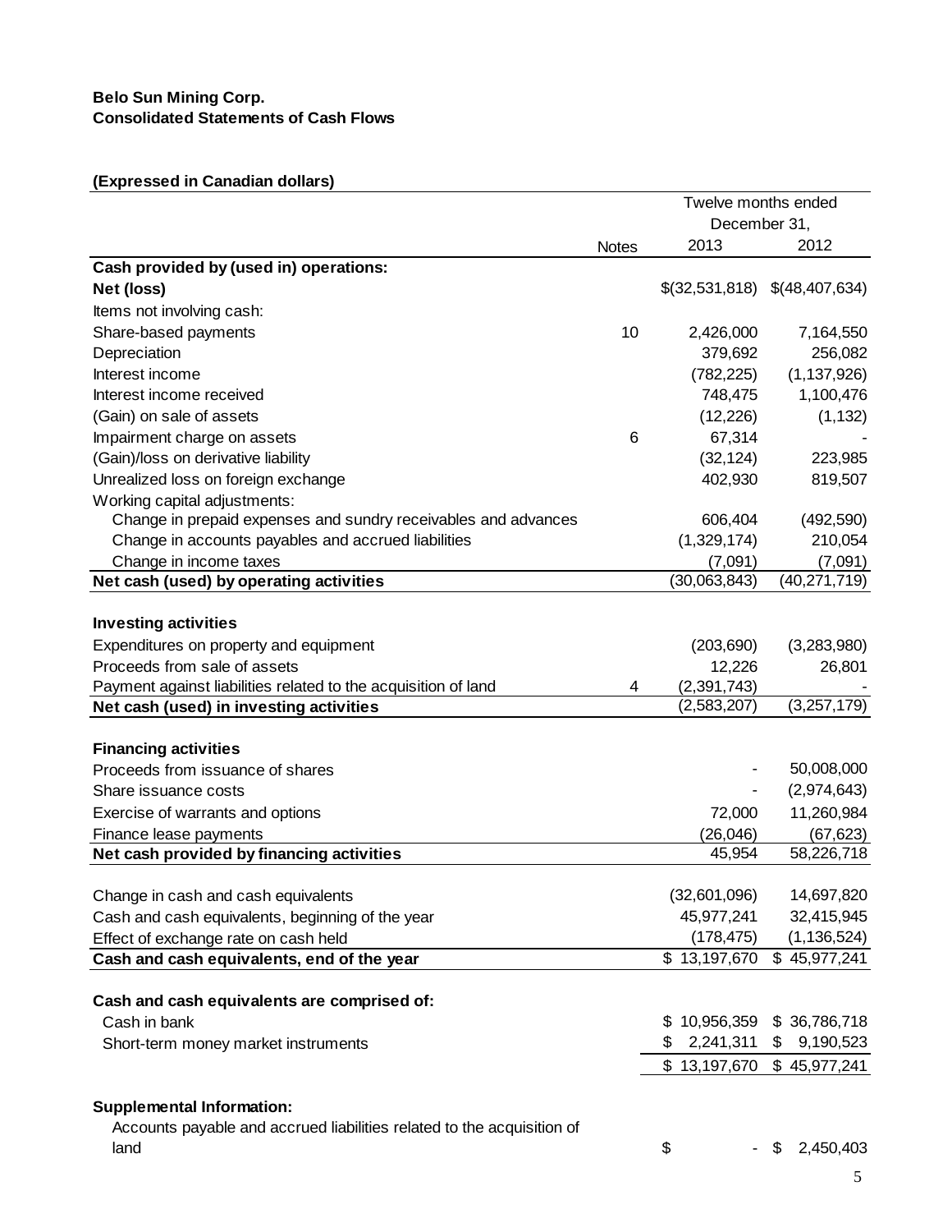**Belo Sun Mining Corp.**
**Consolidated Statements of Cash Flows**

**(Expressed in Canadian dollars)**

| | Notes | Twelve months ended December 31, 2013 | 2012 |
|---|---|---|---|
| **Cash provided by (used in) operations:** | | | |
| **Net (loss)** | | $(32,531,818) | $(48,407,634) |
| Items not involving cash: | | | |
| Share-based payments | 10 | 2,426,000 | 7,164,550 |
| Depreciation | | 379,692 | 256,082 |
| Interest income | | (782,225) | (1,137,926) |
| Interest income received | | 748,475 | 1,100,476 |
| (Gain) on sale of assets | | (12,226) | (1,132) |
| Impairment charge on assets | 6 | 67,314 | - |
| (Gain)/loss on derivative liability | | (32,124) | 223,985 |
| Unrealized loss on foreign exchange | | 402,930 | 819,507 |
| Working capital adjustments: | | | |
| Change in prepaid expenses and sundry receivables and advances | | 606,404 | (492,590) |
| Change in accounts payables and accrued liabilities | | (1,329,174) | 210,054 |
| Change in income taxes | | (7,091) | (7,091) |
| **Net cash (used) by operating activities** | | (30,063,843) | (40,271,719) |
| | | | |
| **Investing activities** | | | |
| Expenditures on property and equipment | | (203,690) | (3,283,980) |
| Proceeds from sale of assets | | 12,226 | 26,801 |
| Payment against liabilities related to the acquisition of land | 4 | (2,391,743) | - |
| **Net cash (used) in investing activities** | | (2,583,207) | (3,257,179) |
| | | | |
| **Financing activities** | | | |
| Proceeds from issuance of shares | | - | 50,008,000 |
| Share issuance costs | | - | (2,974,643) |
| Exercise of warrants and options | | 72,000 | 11,260,984 |
| Finance lease payments | | (26,046) | (67,623) |
| **Net cash provided by financing activities** | | 45,954 | 58,226,718 |
| | | | |
| Change in cash and cash equivalents | | (32,601,096) | 14,697,820 |
| Cash and cash equivalents, beginning of the year | | 45,977,241 | 32,415,945 |
| Effect of exchange rate on cash held | | (178,475) | (1,136,524) |
| **Cash and cash equivalents, end of the year** | | $ 13,197,670 | $ 45,977,241 |
| | | | |
| **Cash and cash equivalents are comprised of:** | | | |
| Cash in bank | | $ 10,956,359 | $ 36,786,718 |
| Short-term money market instruments | | $ 2,241,311 | $ 9,190,523 |
| | | $ 13,197,670 | $ 45,977,241 |
| | | | |
| **Supplemental Information:** | | | |
| Accounts payable and accrued liabilities related to the acquisition of land | | $ - | $ 2,450,403 |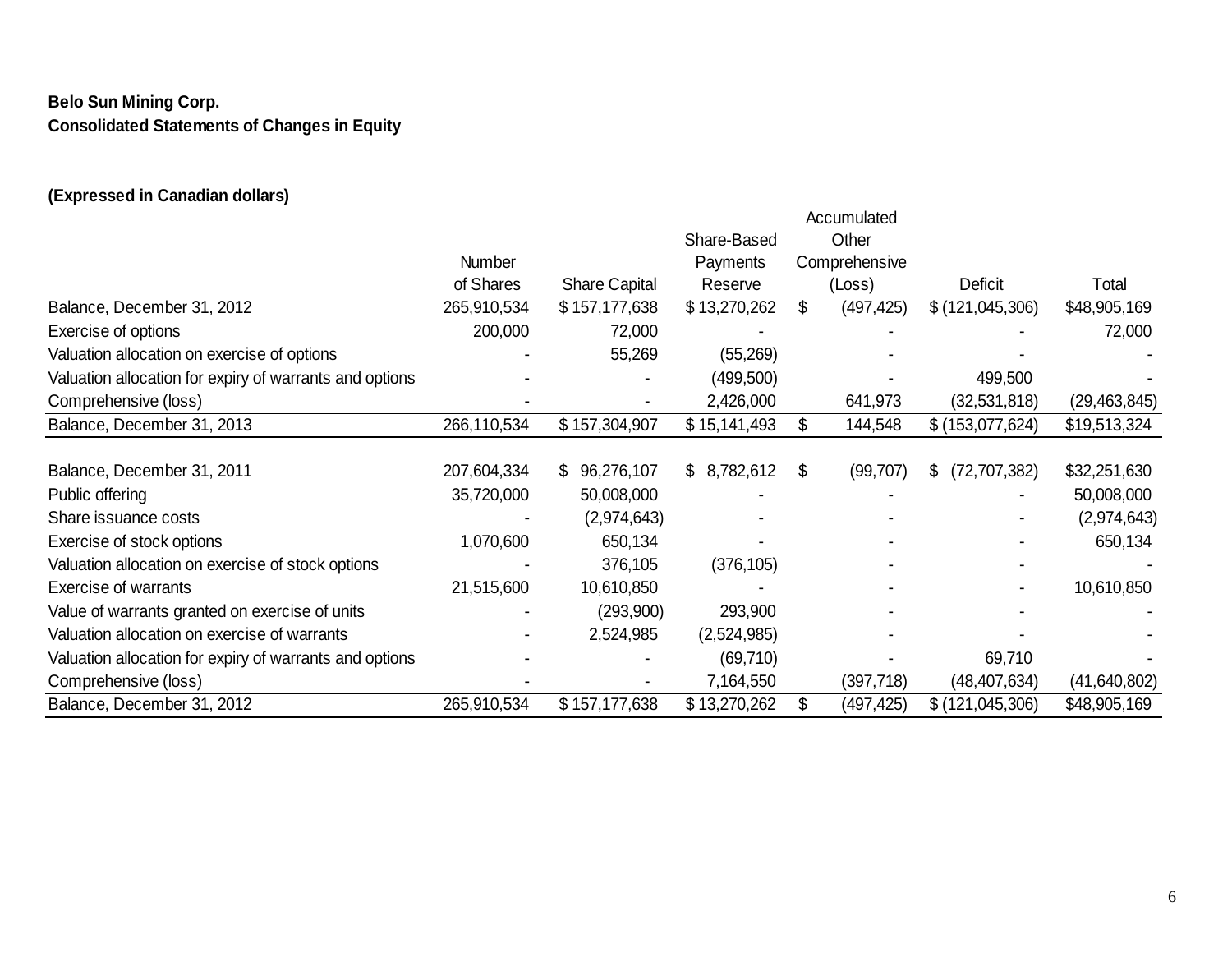**Belo Sun Mining Corp.**
**Consolidated Statements of Changes in Equity**

**(Expressed in Canadian dollars)**

| | Number of Shares | Share Capital | Share-Based Payments Reserve | Accumulated Other Comprehensive (Loss) | Deficit | Total |
|---|---|---|---|---|---|---|
| Balance, December 31, 2012 | 265,910,534 | $ 157,177,638 | $ 13,270,262 | $ (497,425) | $ (121,045,306) | $48,905,169 |
| Exercise of options | 200,000 | 72,000 | - | - | - | 72,000 |
| Valuation allocation on exercise of options | - | 55,269 | (55,269) | - | - | - |
| Valuation allocation for expiry of warrants and options | - | - | (499,500) | - | 499,500 | - |
| Comprehensive (loss) | - | - | 2,426,000 | 641,973 | (32,531,818) | (29,463,845) |
| Balance, December 31, 2013 | 266,110,534 | $ 157,304,907 | $ 15,141,493 | $ 144,548 | $ (153,077,624) | $19,513,324 |
| | | | | | | |
| Balance, December 31, 2011 | 207,604,334 | $ 96,276,107 | $ 8,782,612 | $ (99,707) | $ (72,707,382) | $32,251,630 |
| Public offering | 35,720,000 | 50,008,000 | - | - | - | 50,008,000 |
| Share issuance costs | - | (2,974,643) | - | - | - | (2,974,643) |
| Exercise of stock options | 1,070,600 | 650,134 | - | - | - | 650,134 |
| Valuation allocation on exercise of stock options | - | 376,105 | (376,105) | - | - | - |
| Exercise of warrants | 21,515,600 | 10,610,850 | - | - | - | 10,610,850 |
| Value of warrants granted on exercise of units | - | (293,900) | 293,900 | - | - | - |
| Valuation allocation on exercise of warrants | - | 2,524,985 | (2,524,985) | - | - | - |
| Valuation allocation for expiry of warrants and options | - | - | (69,710) | - | 69,710 | - |
| Comprehensive (loss) | - | - | 7,164,550 | (397,718) | (48,407,634) | (41,640,802) |
| Balance, December 31, 2012 | 265,910,534 | $ 157,177,638 | $ 13,270,262 | $ (497,425) | $ (121,045,306) | $48,905,169 |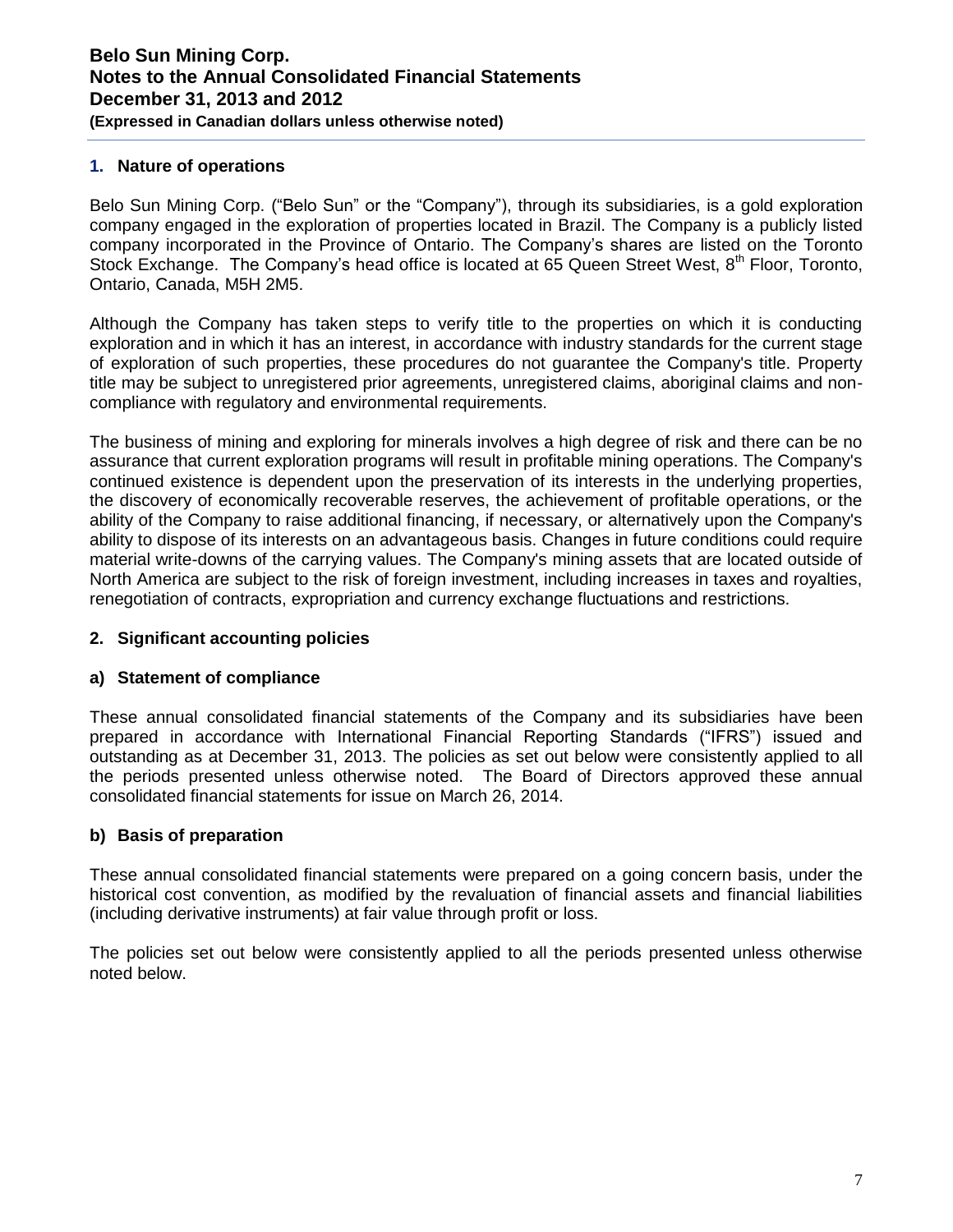## 1. Nature of operations

Belo Sun Mining Corp. ("Belo Sun" or the "Company"), through its subsidiaries, is a gold exploration company engaged in the exploration of properties located in Brazil. The Company is a publicly listed company incorporated in the Province of Ontario. The Company's shares are listed on the Toronto Stock Exchange. The Company's head office is located at 65 Queen Street West, 8th Floor, Toronto, Ontario, Canada, M5H 2M5.

Although the Company has taken steps to verify title to the properties on which it is conducting exploration and in which it has an interest, in accordance with industry standards for the current stage of exploration of such properties, these procedures do not guarantee the Company's title. Property title may be subject to unregistered prior agreements, unregistered claims, aboriginal claims and non-compliance with regulatory and environmental requirements.

The business of mining and exploring for minerals involves a high degree of risk and there can be no assurance that current exploration programs will result in profitable mining operations. The Company's continued existence is dependent upon the preservation of its interests in the underlying properties, the discovery of economically recoverable reserves, the achievement of profitable operations, or the ability of the Company to raise additional financing, if necessary, or alternatively upon the Company's ability to dispose of its interests on an advantageous basis. Changes in future conditions could require material write-downs of the carrying values. The Company's mining assets that are located outside of North America are subject to the risk of foreign investment, including increases in taxes and royalties, renegotiation of contracts, expropriation and currency exchange fluctuations and restrictions.

## 2. Significant accounting policies

### a) Statement of compliance

These annual consolidated financial statements of the Company and its subsidiaries have been prepared in accordance with International Financial Reporting Standards ("IFRS") issued and outstanding as at December 31, 2013. The policies as set out below were consistently applied to all the periods presented unless otherwise noted. The Board of Directors approved these annual consolidated financial statements for issue on March 26, 2014.

### b) Basis of preparation

These annual consolidated financial statements were prepared on a going concern basis, under the historical cost convention, as modified by the revaluation of financial assets and financial liabilities (including derivative instruments) at fair value through profit or loss.

The policies set out below were consistently applied to all the periods presented unless otherwise noted below.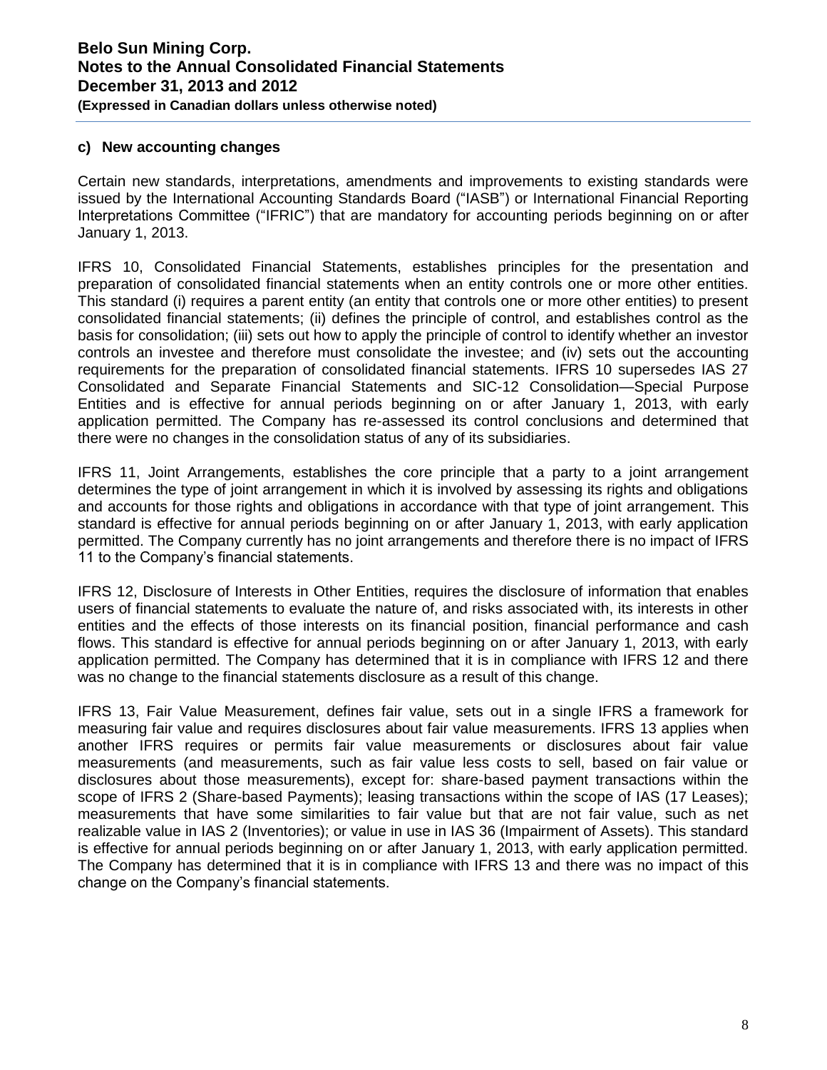### c) New accounting changes

Certain new standards, interpretations, amendments and improvements to existing standards were issued by the International Accounting Standards Board ("IASB") or International Financial Reporting Interpretations Committee ("IFRIC") that are mandatory for accounting periods beginning on or after January 1, 2013.

IFRS 10, Consolidated Financial Statements, establishes principles for the presentation and preparation of consolidated financial statements when an entity controls one or more other entities. This standard (i) requires a parent entity (an entity that controls one or more other entities) to present consolidated financial statements; (ii) defines the principle of control, and establishes control as the basis for consolidation; (iii) sets out how to apply the principle of control to identify whether an investor controls an investee and therefore must consolidate the investee; and (iv) sets out the accounting requirements for the preparation of consolidated financial statements. IFRS 10 supersedes IAS 27 Consolidated and Separate Financial Statements and SIC-12 Consolidation—Special Purpose Entities and is effective for annual periods beginning on or after January 1, 2013, with early application permitted. The Company has re-assessed its control conclusions and determined that there were no changes in the consolidation status of any of its subsidiaries.

IFRS 11, Joint Arrangements, establishes the core principle that a party to a joint arrangement determines the type of joint arrangement in which it is involved by assessing its rights and obligations and accounts for those rights and obligations in accordance with that type of joint arrangement. This standard is effective for annual periods beginning on or after January 1, 2013, with early application permitted. The Company currently has no joint arrangements and therefore there is no impact of IFRS 11 to the Company's financial statements.

IFRS 12, Disclosure of Interests in Other Entities, requires the disclosure of information that enables users of financial statements to evaluate the nature of, and risks associated with, its interests in other entities and the effects of those interests on its financial position, financial performance and cash flows. This standard is effective for annual periods beginning on or after January 1, 2013, with early application permitted. The Company has determined that it is in compliance with IFRS 12 and there was no change to the financial statements disclosure as a result of this change.

IFRS 13, Fair Value Measurement, defines fair value, sets out in a single IFRS a framework for measuring fair value and requires disclosures about fair value measurements. IFRS 13 applies when another IFRS requires or permits fair value measurements or disclosures about fair value measurements (and measurements, such as fair value less costs to sell, based on fair value or disclosures about those measurements), except for: share-based payment transactions within the scope of IFRS 2 (Share-based Payments); leasing transactions within the scope of IAS (17 Leases); measurements that have some similarities to fair value but that are not fair value, such as net realizable value in IAS 2 (Inventories); or value in use in IAS 36 (Impairment of Assets). This standard is effective for annual periods beginning on or after January 1, 2013, with early application permitted. The Company has determined that it is in compliance with IFRS 13 and there was no impact of this change on the Company's financial statements.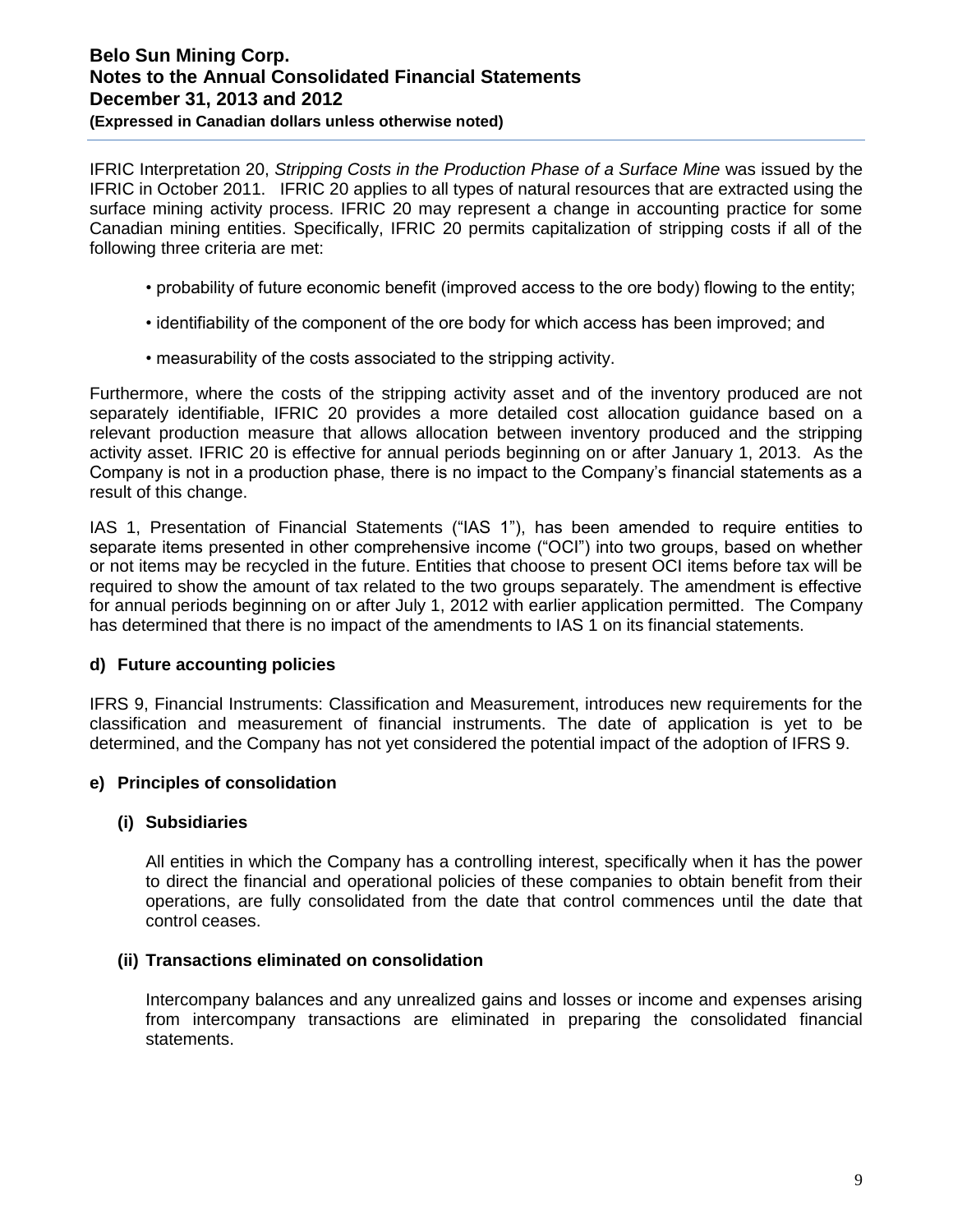IFRIC Interpretation 20, *Stripping Costs in the Production Phase of a Surface Mine* was issued by the IFRIC in October 2011. IFRIC 20 applies to all types of natural resources that are extracted using the surface mining activity process. IFRIC 20 may represent a change in accounting practice for some Canadian mining entities. Specifically, IFRIC 20 permits capitalization of stripping costs if all of the following three criteria are met:

- probability of future economic benefit (improved access to the ore body) flowing to the entity;
- identifiability of the component of the ore body for which access has been improved; and
- measurability of the costs associated to the stripping activity.

Furthermore, where the costs of the stripping activity asset and of the inventory produced are not separately identifiable, IFRIC 20 provides a more detailed cost allocation guidance based on a relevant production measure that allows allocation between inventory produced and the stripping activity asset. IFRIC 20 is effective for annual periods beginning on or after January 1, 2013. As the Company is not in a production phase, there is no impact to the Company's financial statements as a result of this change.

IAS 1, Presentation of Financial Statements ("IAS 1"), has been amended to require entities to separate items presented in other comprehensive income ("OCI") into two groups, based on whether or not items may be recycled in the future. Entities that choose to present OCI items before tax will be required to show the amount of tax related to the two groups separately. The amendment is effective for annual periods beginning on or after July 1, 2012 with earlier application permitted. The Company has determined that there is no impact of the amendments to IAS 1 on its financial statements.

### d) Future accounting policies

IFRS 9, Financial Instruments: Classification and Measurement, introduces new requirements for the classification and measurement of financial instruments. The date of application is yet to be determined, and the Company has not yet considered the potential impact of the adoption of IFRS 9.

### e) Principles of consolidation

#### (i) Subsidiaries

All entities in which the Company has a controlling interest, specifically when it has the power to direct the financial and operational policies of these companies to obtain benefit from their operations, are fully consolidated from the date that control commences until the date that control ceases.

#### (ii) Transactions eliminated on consolidation

Intercompany balances and any unrealized gains and losses or income and expenses arising from intercompany transactions are eliminated in preparing the consolidated financial statements.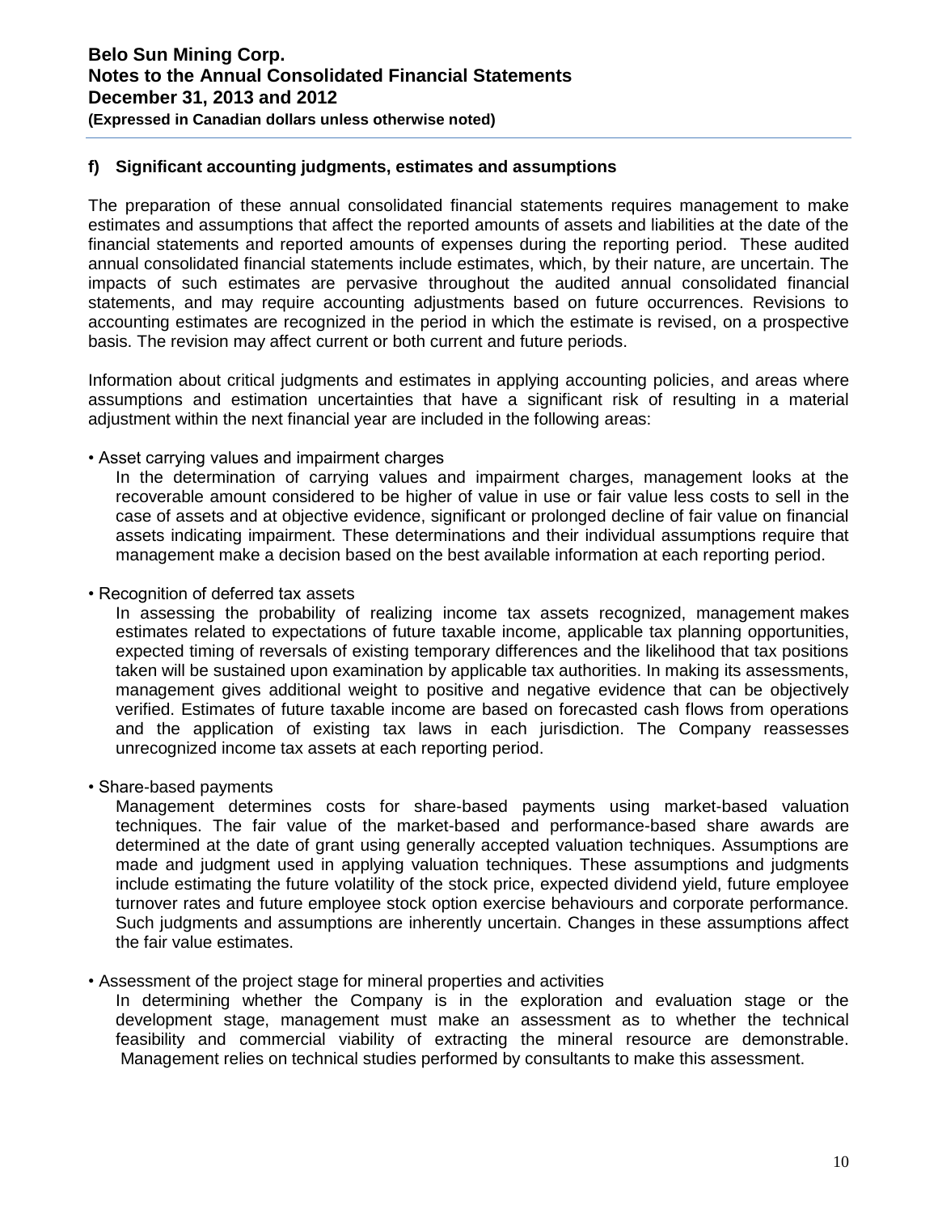#### f) Significant accounting judgments, estimates and assumptions

The preparation of these annual consolidated financial statements requires management to make estimates and assumptions that affect the reported amounts of assets and liabilities at the date of the financial statements and reported amounts of expenses during the reporting period. These audited annual consolidated financial statements include estimates, which, by their nature, are uncertain. The impacts of such estimates are pervasive throughout the audited annual consolidated financial statements, and may require accounting adjustments based on future occurrences. Revisions to accounting estimates are recognized in the period in which the estimate is revised, on a prospective basis. The revision may affect current or both current and future periods.

Information about critical judgments and estimates in applying accounting policies, and areas where assumptions and estimation uncertainties that have a significant risk of resulting in a material adjustment within the next financial year are included in the following areas:

- Asset carrying values and impairment charges

  In the determination of carrying values and impairment charges, management looks at the recoverable amount considered to be higher of value in use or fair value less costs to sell in the case of assets and at objective evidence, significant or prolonged decline of fair value on financial assets indicating impairment. These determinations and their individual assumptions require that management make a decision based on the best available information at each reporting period.

- Recognition of deferred tax assets

  In assessing the probability of realizing income tax assets recognized, management makes estimates related to expectations of future taxable income, applicable tax planning opportunities, expected timing of reversals of existing temporary differences and the likelihood that tax positions taken will be sustained upon examination by applicable tax authorities. In making its assessments, management gives additional weight to positive and negative evidence that can be objectively verified. Estimates of future taxable income are based on forecasted cash flows from operations and the application of existing tax laws in each jurisdiction. The Company reassesses unrecognized income tax assets at each reporting period.

- Share-based payments

  Management determines costs for share-based payments using market-based valuation techniques. The fair value of the market-based and performance-based share awards are determined at the date of grant using generally accepted valuation techniques. Assumptions are made and judgment used in applying valuation techniques. These assumptions and judgments include estimating the future volatility of the stock price, expected dividend yield, future employee turnover rates and future employee stock option exercise behaviours and corporate performance. Such judgments and assumptions are inherently uncertain. Changes in these assumptions affect the fair value estimates.

- Assessment of the project stage for mineral properties and activities

  In determining whether the Company is in the exploration and evaluation stage or the development stage, management must make an assessment as to whether the technical feasibility and commercial viability of extracting the mineral resource are demonstrable. Management relies on technical studies performed by consultants to make this assessment.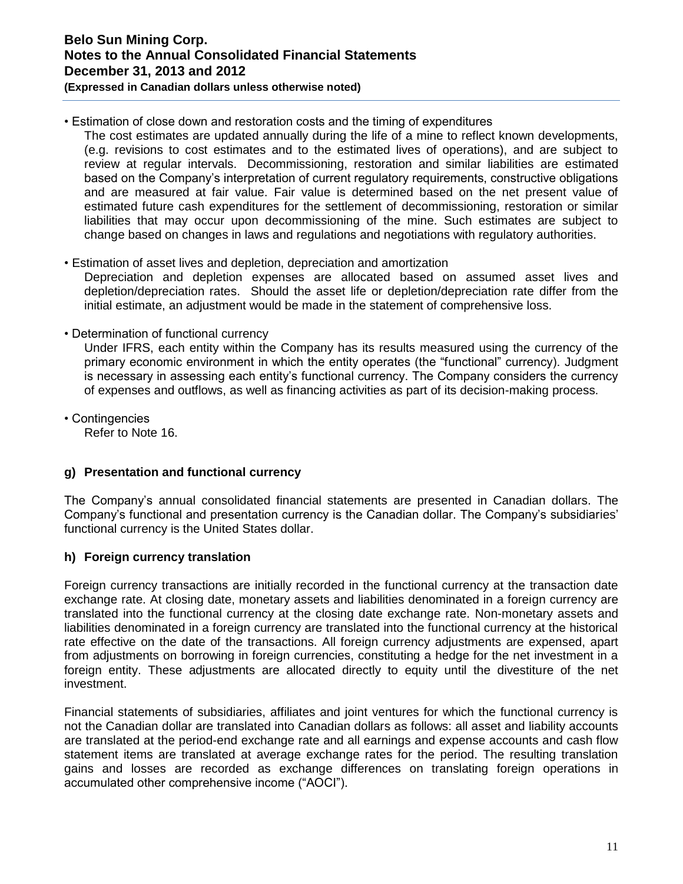- Estimation of close down and restoration costs and the timing of expenditures
  The cost estimates are updated annually during the life of a mine to reflect known developments, (e.g. revisions to cost estimates and to the estimated lives of operations), and are subject to review at regular intervals. Decommissioning, restoration and similar liabilities are estimated based on the Company's interpretation of current regulatory requirements, constructive obligations and are measured at fair value. Fair value is determined based on the net present value of estimated future cash expenditures for the settlement of decommissioning, restoration or similar liabilities that may occur upon decommissioning of the mine. Such estimates are subject to change based on changes in laws and regulations and negotiations with regulatory authorities.

- Estimation of asset lives and depletion, depreciation and amortization
  Depreciation and depletion expenses are allocated based on assumed asset lives and depletion/depreciation rates. Should the asset life or depletion/depreciation rate differ from the initial estimate, an adjustment would be made in the statement of comprehensive loss.

- Determination of functional currency
  Under IFRS, each entity within the Company has its results measured using the currency of the primary economic environment in which the entity operates (the "functional" currency). Judgment is necessary in assessing each entity's functional currency. The Company considers the currency of expenses and outflows, as well as financing activities as part of its decision-making process.

- Contingencies
  Refer to Note 16.

### g) Presentation and functional currency

The Company's annual consolidated financial statements are presented in Canadian dollars. The Company's functional and presentation currency is the Canadian dollar. The Company's subsidiaries' functional currency is the United States dollar.

### h) Foreign currency translation

Foreign currency transactions are initially recorded in the functional currency at the transaction date exchange rate. At closing date, monetary assets and liabilities denominated in a foreign currency are translated into the functional currency at the closing date exchange rate. Non-monetary assets and liabilities denominated in a foreign currency are translated into the functional currency at the historical rate effective on the date of the transactions. All foreign currency adjustments are expensed, apart from adjustments on borrowing in foreign currencies, constituting a hedge for the net investment in a foreign entity. These adjustments are allocated directly to equity until the divestiture of the net investment.

Financial statements of subsidiaries, affiliates and joint ventures for which the functional currency is not the Canadian dollar are translated into Canadian dollars as follows: all asset and liability accounts are translated at the period-end exchange rate and all earnings and expense accounts and cash flow statement items are translated at average exchange rates for the period. The resulting translation gains and losses are recorded as exchange differences on translating foreign operations in accumulated other comprehensive income ("AOCI").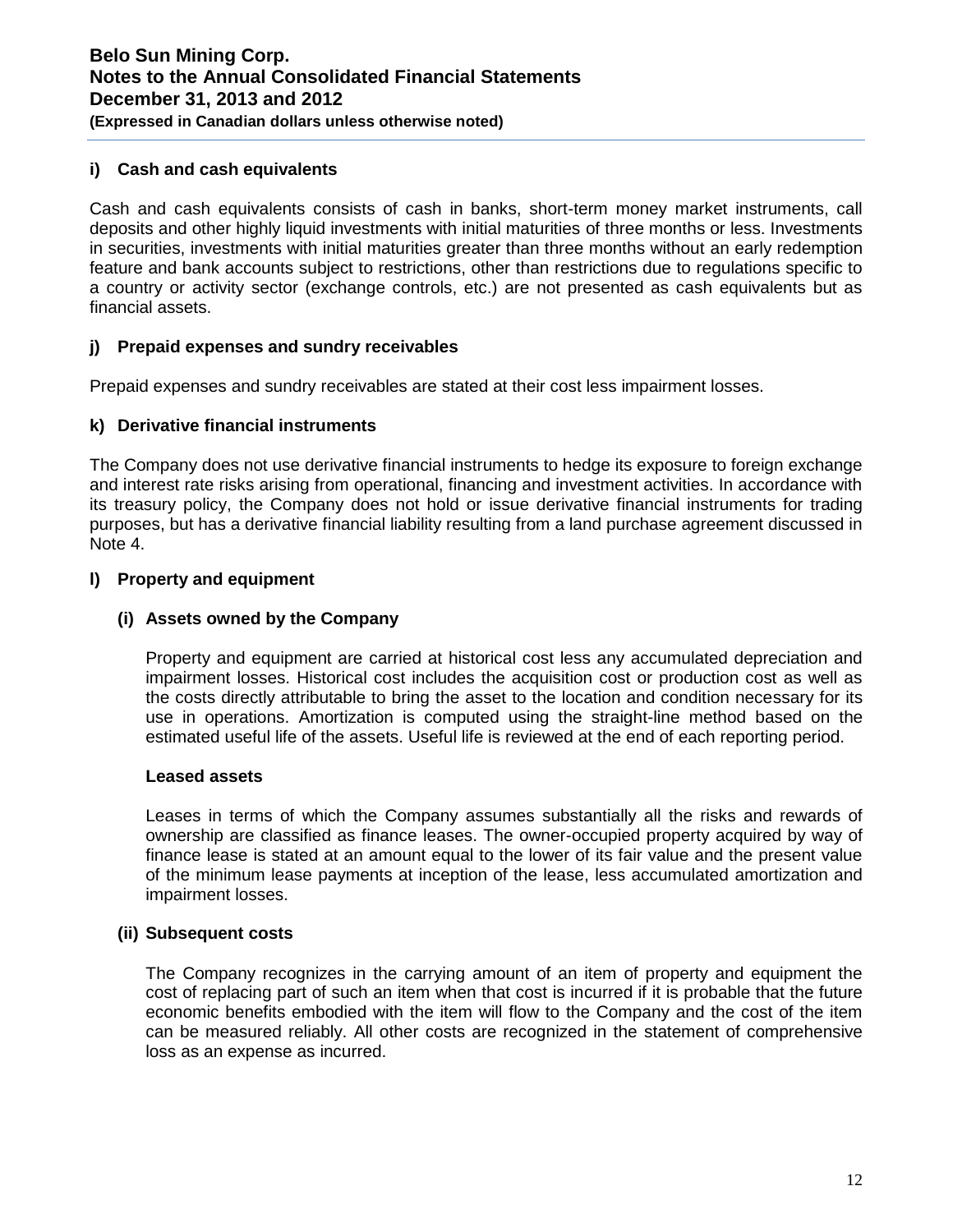### i) Cash and cash equivalents

Cash and cash equivalents consists of cash in banks, short-term money market instruments, call deposits and other highly liquid investments with initial maturities of three months or less. Investments in securities, investments with initial maturities greater than three months without an early redemption feature and bank accounts subject to restrictions, other than restrictions due to regulations specific to a country or activity sector (exchange controls, etc.) are not presented as cash equivalents but as financial assets.

### j) Prepaid expenses and sundry receivables

Prepaid expenses and sundry receivables are stated at their cost less impairment losses.

### k) Derivative financial instruments

The Company does not use derivative financial instruments to hedge its exposure to foreign exchange and interest rate risks arising from operational, financing and investment activities. In accordance with its treasury policy, the Company does not hold or issue derivative financial instruments for trading purposes, but has a derivative financial liability resulting from a land purchase agreement discussed in Note 4.

### l) Property and equipment

#### (i) Assets owned by the Company

Property and equipment are carried at historical cost less any accumulated depreciation and impairment losses. Historical cost includes the acquisition cost or production cost as well as the costs directly attributable to bring the asset to the location and condition necessary for its use in operations. Amortization is computed using the straight-line method based on the estimated useful life of the assets. Useful life is reviewed at the end of each reporting period.

**Leased assets**

Leases in terms of which the Company assumes substantially all the risks and rewards of ownership are classified as finance leases. The owner-occupied property acquired by way of finance lease is stated at an amount equal to the lower of its fair value and the present value of the minimum lease payments at inception of the lease, less accumulated amortization and impairment losses.

#### (ii) Subsequent costs

The Company recognizes in the carrying amount of an item of property and equipment the cost of replacing part of such an item when that cost is incurred if it is probable that the future economic benefits embodied with the item will flow to the Company and the cost of the item can be measured reliably. All other costs are recognized in the statement of comprehensive loss as an expense as incurred.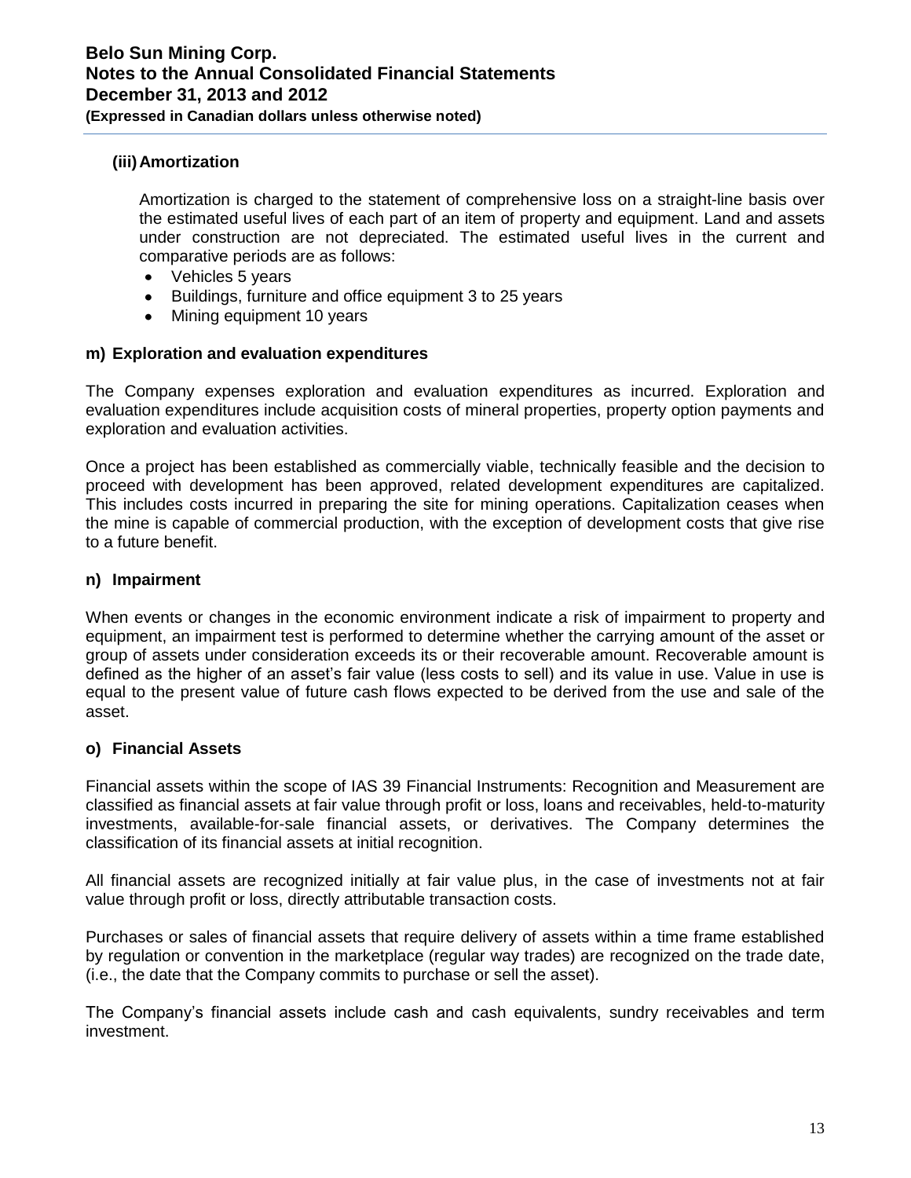### (iii) Amortization

Amortization is charged to the statement of comprehensive loss on a straight-line basis over the estimated useful lives of each part of an item of property and equipment. Land and assets under construction are not depreciated. The estimated useful lives in the current and comparative periods are as follows:

- Vehicles 5 years
- Buildings, furniture and office equipment 3 to 25 years
- Mining equipment 10 years

### m) Exploration and evaluation expenditures

The Company expenses exploration and evaluation expenditures as incurred. Exploration and evaluation expenditures include acquisition costs of mineral properties, property option payments and exploration and evaluation activities.

Once a project has been established as commercially viable, technically feasible and the decision to proceed with development has been approved, related development expenditures are capitalized. This includes costs incurred in preparing the site for mining operations. Capitalization ceases when the mine is capable of commercial production, with the exception of development costs that give rise to a future benefit.

### n) Impairment

When events or changes in the economic environment indicate a risk of impairment to property and equipment, an impairment test is performed to determine whether the carrying amount of the asset or group of assets under consideration exceeds its or their recoverable amount. Recoverable amount is defined as the higher of an asset's fair value (less costs to sell) and its value in use. Value in use is equal to the present value of future cash flows expected to be derived from the use and sale of the asset.

### o) Financial Assets

Financial assets within the scope of IAS 39 Financial Instruments: Recognition and Measurement are classified as financial assets at fair value through profit or loss, loans and receivables, held-to-maturity investments, available-for-sale financial assets, or derivatives. The Company determines the classification of its financial assets at initial recognition.

All financial assets are recognized initially at fair value plus, in the case of investments not at fair value through profit or loss, directly attributable transaction costs.

Purchases or sales of financial assets that require delivery of assets within a time frame established by regulation or convention in the marketplace (regular way trades) are recognized on the trade date, (i.e., the date that the Company commits to purchase or sell the asset).

The Company's financial assets include cash and cash equivalents, sundry receivables and term investment.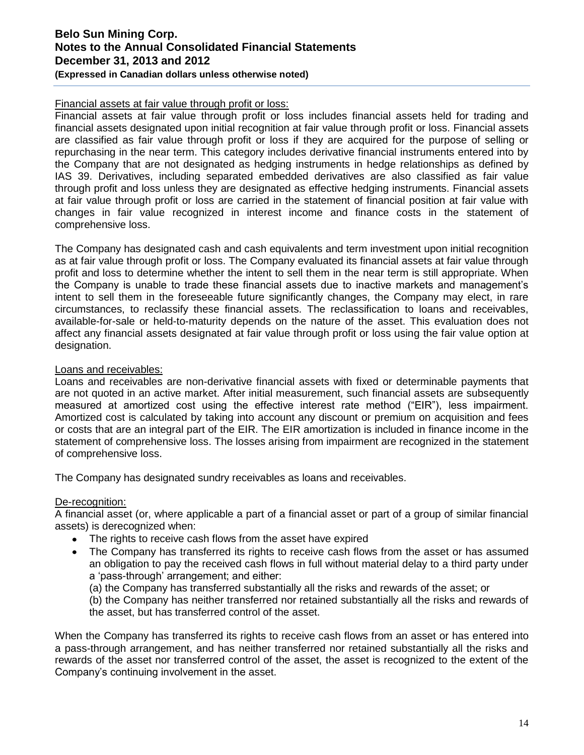Financial assets at fair value through profit or loss:

Financial assets at fair value through profit or loss includes financial assets held for trading and financial assets designated upon initial recognition at fair value through profit or loss. Financial assets are classified as fair value through profit or loss if they are acquired for the purpose of selling or repurchasing in the near term. This category includes derivative financial instruments entered into by the Company that are not designated as hedging instruments in hedge relationships as defined by IAS 39. Derivatives, including separated embedded derivatives are also classified as fair value through profit and loss unless they are designated as effective hedging instruments. Financial assets at fair value through profit or loss are carried in the statement of financial position at fair value with changes in fair value recognized in interest income and finance costs in the statement of comprehensive loss.

The Company has designated cash and cash equivalents and term investment upon initial recognition as at fair value through profit or loss. The Company evaluated its financial assets at fair value through profit and loss to determine whether the intent to sell them in the near term is still appropriate. When the Company is unable to trade these financial assets due to inactive markets and management's intent to sell them in the foreseeable future significantly changes, the Company may elect, in rare circumstances, to reclassify these financial assets. The reclassification to loans and receivables, available-for-sale or held-to-maturity depends on the nature of the asset. This evaluation does not affect any financial assets designated at fair value through profit or loss using the fair value option at designation.

Loans and receivables:

Loans and receivables are non-derivative financial assets with fixed or determinable payments that are not quoted in an active market. After initial measurement, such financial assets are subsequently measured at amortized cost using the effective interest rate method ("EIR"), less impairment. Amortized cost is calculated by taking into account any discount or premium on acquisition and fees or costs that are an integral part of the EIR. The EIR amortization is included in finance income in the statement of comprehensive loss. The losses arising from impairment are recognized in the statement of comprehensive loss.

The Company has designated sundry receivables as loans and receivables.

De-recognition:

A financial asset (or, where applicable a part of a financial asset or part of a group of similar financial assets) is derecognized when:

- The rights to receive cash flows from the asset have expired
- The Company has transferred its rights to receive cash flows from the asset or has assumed an obligation to pay the received cash flows in full without material delay to a third party under a 'pass-through' arrangement; and either:
  (a) the Company has transferred substantially all the risks and rewards of the asset; or
  (b) the Company has neither transferred nor retained substantially all the risks and rewards of the asset, but has transferred control of the asset.

When the Company has transferred its rights to receive cash flows from an asset or has entered into a pass-through arrangement, and has neither transferred nor retained substantially all the risks and rewards of the asset nor transferred control of the asset, the asset is recognized to the extent of the Company's continuing involvement in the asset.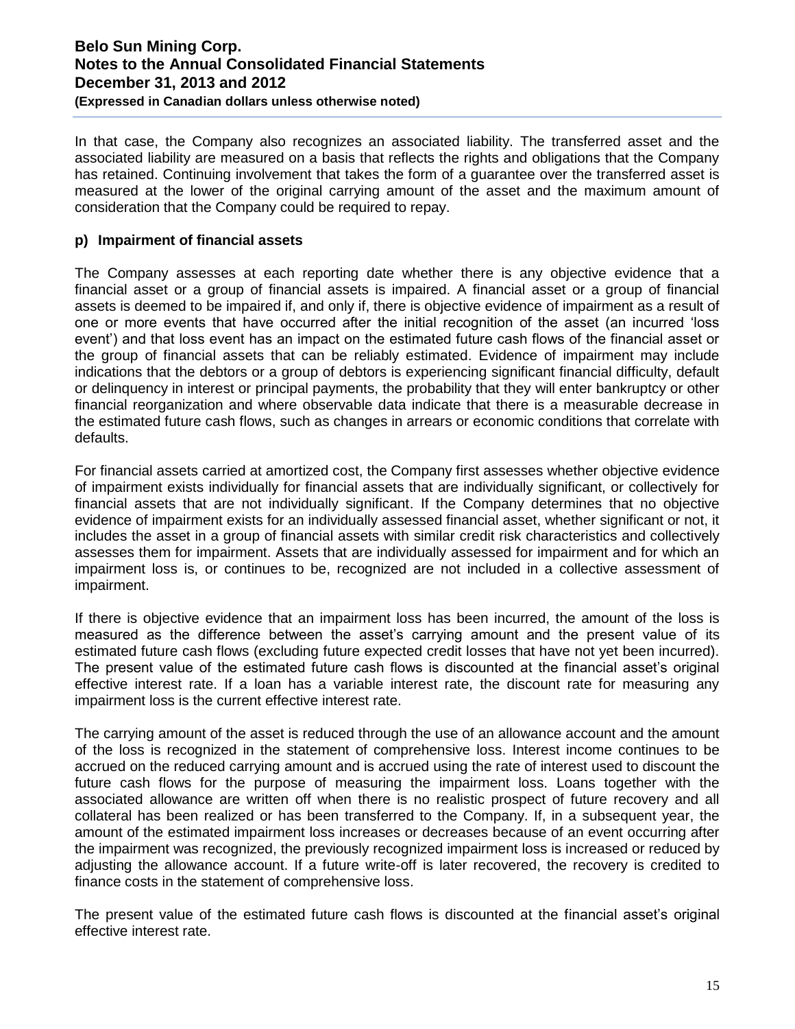In that case, the Company also recognizes an associated liability. The transferred asset and the associated liability are measured on a basis that reflects the rights and obligations that the Company has retained. Continuing involvement that takes the form of a guarantee over the transferred asset is measured at the lower of the original carrying amount of the asset and the maximum amount of consideration that the Company could be required to repay.

### p) Impairment of financial assets

The Company assesses at each reporting date whether there is any objective evidence that a financial asset or a group of financial assets is impaired. A financial asset or a group of financial assets is deemed to be impaired if, and only if, there is objective evidence of impairment as a result of one or more events that have occurred after the initial recognition of the asset (an incurred 'loss event') and that loss event has an impact on the estimated future cash flows of the financial asset or the group of financial assets that can be reliably estimated. Evidence of impairment may include indications that the debtors or a group of debtors is experiencing significant financial difficulty, default or delinquency in interest or principal payments, the probability that they will enter bankruptcy or other financial reorganization and where observable data indicate that there is a measurable decrease in the estimated future cash flows, such as changes in arrears or economic conditions that correlate with defaults.

For financial assets carried at amortized cost, the Company first assesses whether objective evidence of impairment exists individually for financial assets that are individually significant, or collectively for financial assets that are not individually significant. If the Company determines that no objective evidence of impairment exists for an individually assessed financial asset, whether significant or not, it includes the asset in a group of financial assets with similar credit risk characteristics and collectively assesses them for impairment. Assets that are individually assessed for impairment and for which an impairment loss is, or continues to be, recognized are not included in a collective assessment of impairment.

If there is objective evidence that an impairment loss has been incurred, the amount of the loss is measured as the difference between the asset's carrying amount and the present value of its estimated future cash flows (excluding future expected credit losses that have not yet been incurred). The present value of the estimated future cash flows is discounted at the financial asset's original effective interest rate. If a loan has a variable interest rate, the discount rate for measuring any impairment loss is the current effective interest rate.

The carrying amount of the asset is reduced through the use of an allowance account and the amount of the loss is recognized in the statement of comprehensive loss. Interest income continues to be accrued on the reduced carrying amount and is accrued using the rate of interest used to discount the future cash flows for the purpose of measuring the impairment loss. Loans together with the associated allowance are written off when there is no realistic prospect of future recovery and all collateral has been realized or has been transferred to the Company. If, in a subsequent year, the amount of the estimated impairment loss increases or decreases because of an event occurring after the impairment was recognized, the previously recognized impairment loss is increased or reduced by adjusting the allowance account. If a future write-off is later recovered, the recovery is credited to finance costs in the statement of comprehensive loss.

The present value of the estimated future cash flows is discounted at the financial asset's original effective interest rate.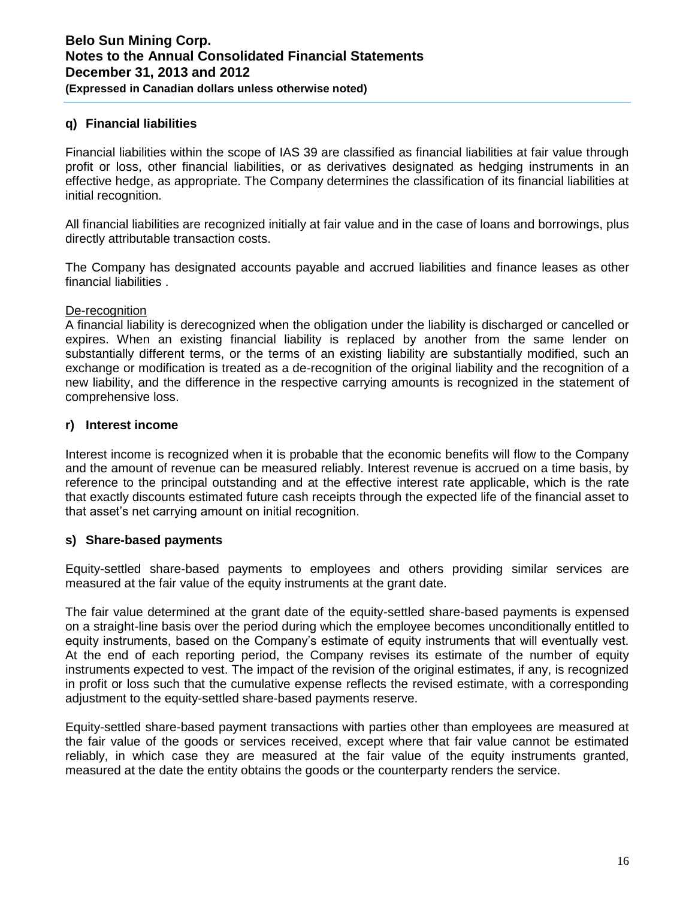### q) Financial liabilities

Financial liabilities within the scope of IAS 39 are classified as financial liabilities at fair value through profit or loss, other financial liabilities, or as derivatives designated as hedging instruments in an effective hedge, as appropriate. The Company determines the classification of its financial liabilities at initial recognition.

All financial liabilities are recognized initially at fair value and in the case of loans and borrowings, plus directly attributable transaction costs.

The Company has designated accounts payable and accrued liabilities and finance leases as other financial liabilities .

De-recognition

A financial liability is derecognized when the obligation under the liability is discharged or cancelled or expires. When an existing financial liability is replaced by another from the same lender on substantially different terms, or the terms of an existing liability are substantially modified, such an exchange or modification is treated as a de-recognition of the original liability and the recognition of a new liability, and the difference in the respective carrying amounts is recognized in the statement of comprehensive loss.

### r) Interest income

Interest income is recognized when it is probable that the economic benefits will flow to the Company and the amount of revenue can be measured reliably. Interest revenue is accrued on a time basis, by reference to the principal outstanding and at the effective interest rate applicable, which is the rate that exactly discounts estimated future cash receipts through the expected life of the financial asset to that asset's net carrying amount on initial recognition.

### s) Share-based payments

Equity-settled share-based payments to employees and others providing similar services are measured at the fair value of the equity instruments at the grant date.

The fair value determined at the grant date of the equity-settled share-based payments is expensed on a straight-line basis over the period during which the employee becomes unconditionally entitled to equity instruments, based on the Company's estimate of equity instruments that will eventually vest. At the end of each reporting period, the Company revises its estimate of the number of equity instruments expected to vest. The impact of the revision of the original estimates, if any, is recognized in profit or loss such that the cumulative expense reflects the revised estimate, with a corresponding adjustment to the equity-settled share-based payments reserve.

Equity-settled share-based payment transactions with parties other than employees are measured at the fair value of the goods or services received, except where that fair value cannot be estimated reliably, in which case they are measured at the fair value of the equity instruments granted, measured at the date the entity obtains the goods or the counterparty renders the service.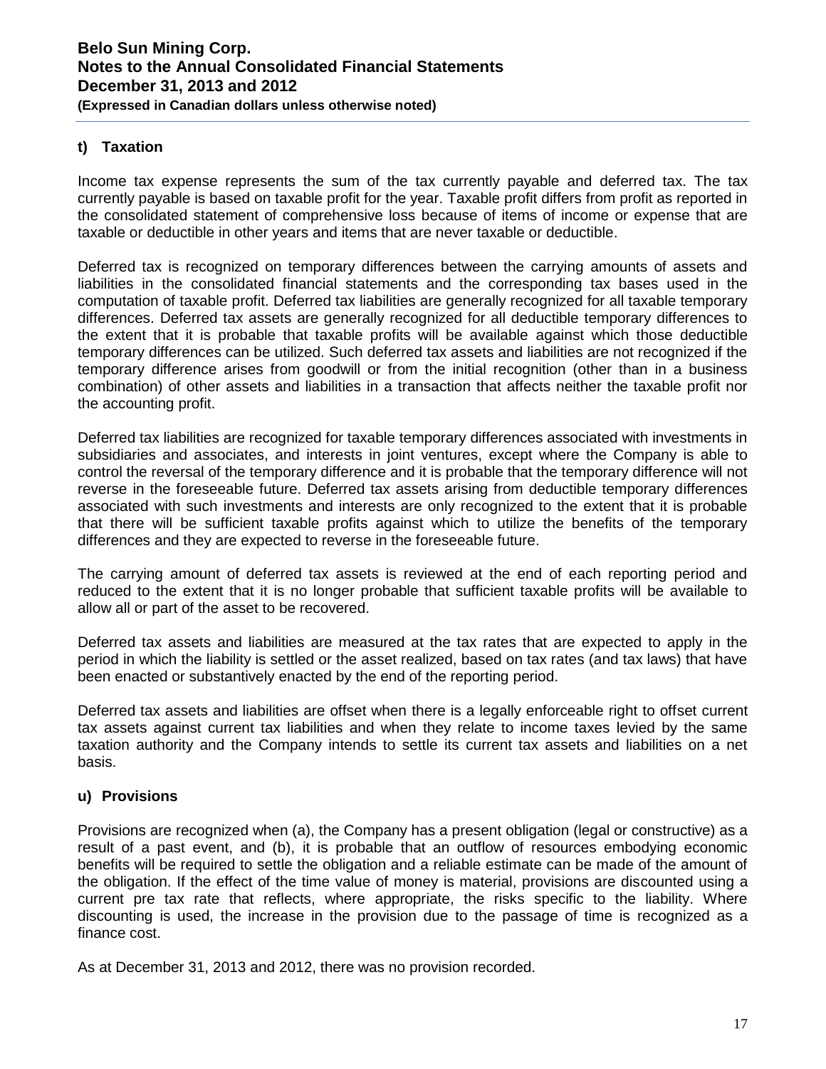### t) Taxation

Income tax expense represents the sum of the tax currently payable and deferred tax. The tax currently payable is based on taxable profit for the year. Taxable profit differs from profit as reported in the consolidated statement of comprehensive loss because of items of income or expense that are taxable or deductible in other years and items that are never taxable or deductible.

Deferred tax is recognized on temporary differences between the carrying amounts of assets and liabilities in the consolidated financial statements and the corresponding tax bases used in the computation of taxable profit. Deferred tax liabilities are generally recognized for all taxable temporary differences. Deferred tax assets are generally recognized for all deductible temporary differences to the extent that it is probable that taxable profits will be available against which those deductible temporary differences can be utilized. Such deferred tax assets and liabilities are not recognized if the temporary difference arises from goodwill or from the initial recognition (other than in a business combination) of other assets and liabilities in a transaction that affects neither the taxable profit nor the accounting profit.

Deferred tax liabilities are recognized for taxable temporary differences associated with investments in subsidiaries and associates, and interests in joint ventures, except where the Company is able to control the reversal of the temporary difference and it is probable that the temporary difference will not reverse in the foreseeable future. Deferred tax assets arising from deductible temporary differences associated with such investments and interests are only recognized to the extent that it is probable that there will be sufficient taxable profits against which to utilize the benefits of the temporary differences and they are expected to reverse in the foreseeable future.

The carrying amount of deferred tax assets is reviewed at the end of each reporting period and reduced to the extent that it is no longer probable that sufficient taxable profits will be available to allow all or part of the asset to be recovered.

Deferred tax assets and liabilities are measured at the tax rates that are expected to apply in the period in which the liability is settled or the asset realized, based on tax rates (and tax laws) that have been enacted or substantively enacted by the end of the reporting period.

Deferred tax assets and liabilities are offset when there is a legally enforceable right to offset current tax assets against current tax liabilities and when they relate to income taxes levied by the same taxation authority and the Company intends to settle its current tax assets and liabilities on a net basis.

### u) Provisions

Provisions are recognized when (a), the Company has a present obligation (legal or constructive) as a result of a past event, and (b), it is probable that an outflow of resources embodying economic benefits will be required to settle the obligation and a reliable estimate can be made of the amount of the obligation. If the effect of the time value of money is material, provisions are discounted using a current pre tax rate that reflects, where appropriate, the risks specific to the liability. Where discounting is used, the increase in the provision due to the passage of time is recognized as a finance cost.

As at December 31, 2013 and 2012, there was no provision recorded.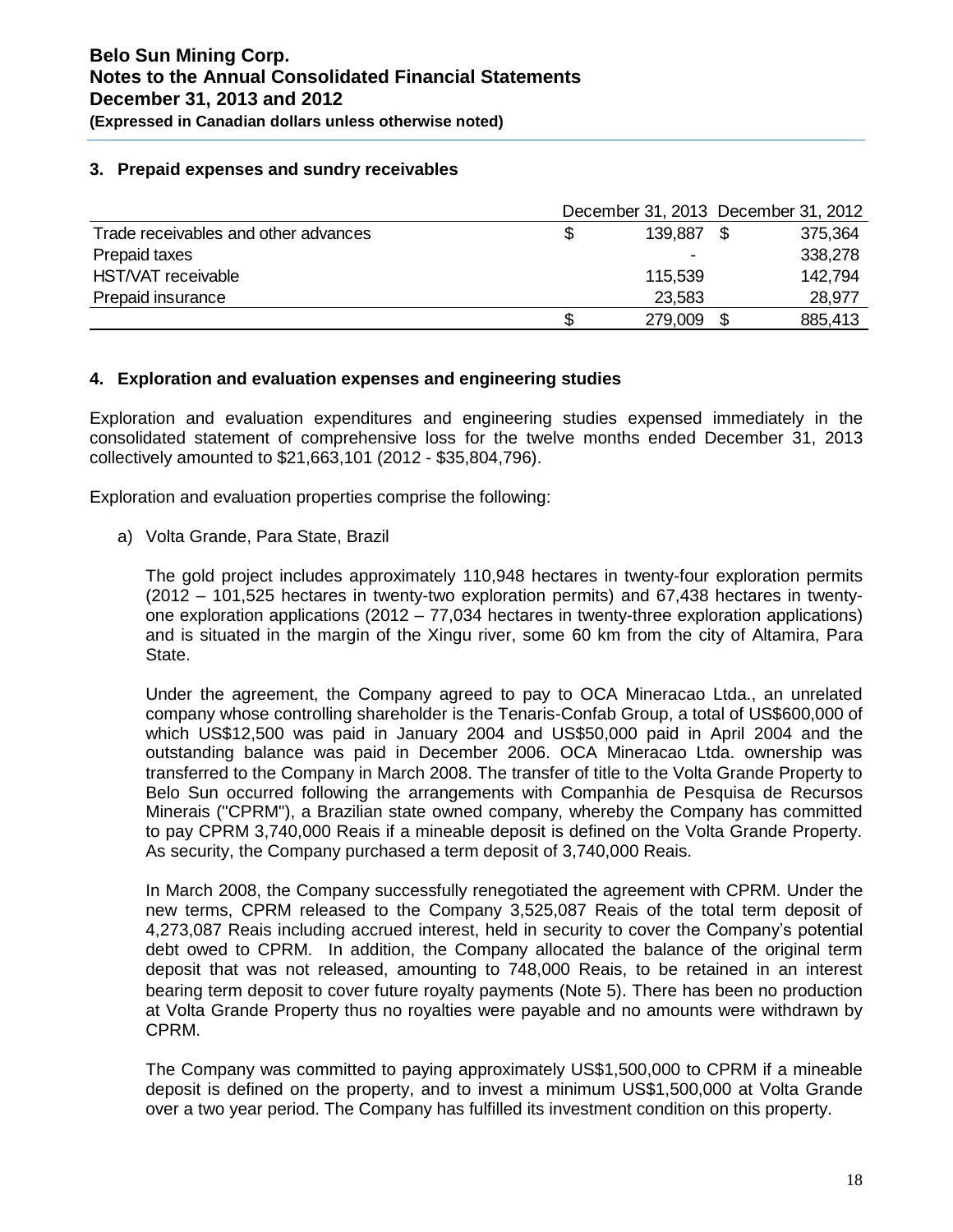## 3. Prepaid expenses and sundry receivables

| | December 31, 2013 | December 31, 2012 |
|---|---|---|
| Trade receivables and other advances | $ 139,887 | $ 375,364 |
| Prepaid taxes | - | 338,278 |
| HST/VAT receivable | 115,539 | 142,794 |
| Prepaid insurance | 23,583 | 28,977 |
| | $ 279,009 | $ 885,413 |

## 4. Exploration and evaluation expenses and engineering studies

Exploration and evaluation expenditures and engineering studies expensed immediately in the consolidated statement of comprehensive loss for the twelve months ended December 31, 2013 collectively amounted to $21,663,101 (2012 - $35,804,796).

Exploration and evaluation properties comprise the following:

a) Volta Grande, Para State, Brazil

The gold project includes approximately 110,948 hectares in twenty-four exploration permits (2012 – 101,525 hectares in twenty-two exploration permits) and 67,438 hectares in twenty-one exploration applications (2012 – 77,034 hectares in twenty-three exploration applications) and is situated in the margin of the Xingu river, some 60 km from the city of Altamira, Para State.

Under the agreement, the Company agreed to pay to OCA Mineracao Ltda., an unrelated company whose controlling shareholder is the Tenaris-Confab Group, a total of US$600,000 of which US$12,500 was paid in January 2004 and US$50,000 paid in April 2004 and the outstanding balance was paid in December 2006. OCA Mineracao Ltda. ownership was transferred to the Company in March 2008. The transfer of title to the Volta Grande Property to Belo Sun occurred following the arrangements with Companhia de Pesquisa de Recursos Minerais ("CPRM"), a Brazilian state owned company, whereby the Company has committed to pay CPRM 3,740,000 Reais if a mineable deposit is defined on the Volta Grande Property. As security, the Company purchased a term deposit of 3,740,000 Reais.

In March 2008, the Company successfully renegotiated the agreement with CPRM. Under the new terms, CPRM released to the Company 3,525,087 Reais of the total term deposit of 4,273,087 Reais including accrued interest, held in security to cover the Company's potential debt owed to CPRM. In addition, the Company allocated the balance of the original term deposit that was not released, amounting to 748,000 Reais, to be retained in an interest bearing term deposit to cover future royalty payments (Note 5). There has been no production at Volta Grande Property thus no royalties were payable and no amounts were withdrawn by CPRM.

The Company was committed to paying approximately US$1,500,000 to CPRM if a mineable deposit is defined on the property, and to invest a minimum US$1,500,000 at Volta Grande over a two year period. The Company has fulfilled its investment condition on this property.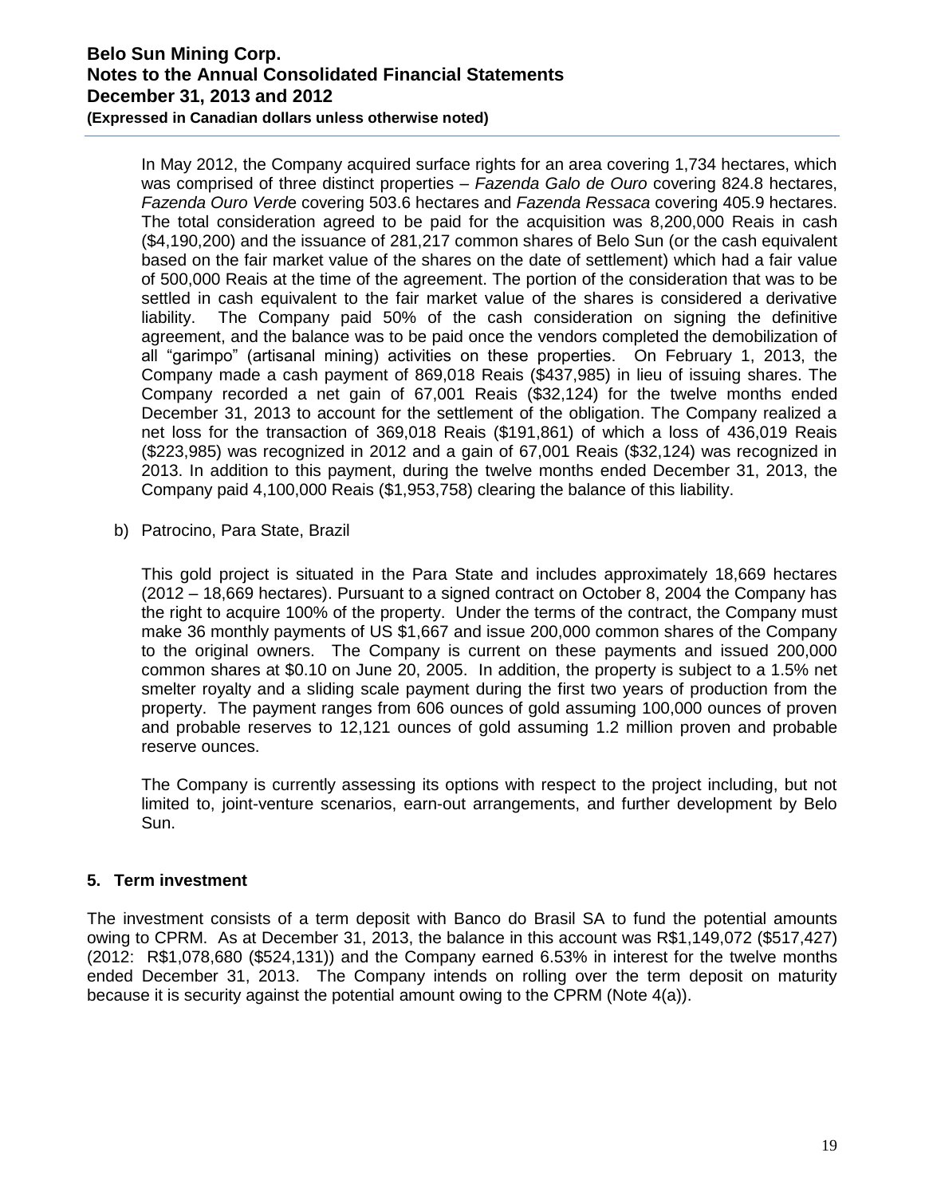In May 2012, the Company acquired surface rights for an area covering 1,734 hectares, which was comprised of three distinct properties – *Fazenda Galo de Ouro* covering 824.8 hectares, *Fazenda Ouro Verde* covering 503.6 hectares and *Fazenda Ressaca* covering 405.9 hectares. The total consideration agreed to be paid for the acquisition was 8,200,000 Reais in cash ($4,190,200) and the issuance of 281,217 common shares of Belo Sun (or the cash equivalent based on the fair market value of the shares on the date of settlement) which had a fair value of 500,000 Reais at the time of the agreement. The portion of the consideration that was to be settled in cash equivalent to the fair market value of the shares is considered a derivative liability. The Company paid 50% of the cash consideration on signing the definitive agreement, and the balance was to be paid once the vendors completed the demobilization of all "garimpo" (artisanal mining) activities on these properties. On February 1, 2013, the Company made a cash payment of 869,018 Reais ($437,985) in lieu of issuing shares. The Company recorded a net gain of 67,001 Reais ($32,124) for the twelve months ended December 31, 2013 to account for the settlement of the obligation. The Company realized a net loss for the transaction of 369,018 Reais ($191,861) of which a loss of 436,019 Reais ($223,985) was recognized in 2012 and a gain of 67,001 Reais ($32,124) was recognized in 2013. In addition to this payment, during the twelve months ended December 31, 2013, the Company paid 4,100,000 Reais ($1,953,758) clearing the balance of this liability.

b) Patrocino, Para State, Brazil

This gold project is situated in the Para State and includes approximately 18,669 hectares (2012 – 18,669 hectares). Pursuant to a signed contract on October 8, 2004 the Company has the right to acquire 100% of the property. Under the terms of the contract, the Company must make 36 monthly payments of US $1,667 and issue 200,000 common shares of the Company to the original owners. The Company is current on these payments and issued 200,000 common shares at $0.10 on June 20, 2005. In addition, the property is subject to a 1.5% net smelter royalty and a sliding scale payment during the first two years of production from the property. The payment ranges from 606 ounces of gold assuming 100,000 ounces of proven and probable reserves to 12,121 ounces of gold assuming 1.2 million proven and probable reserve ounces.

The Company is currently assessing its options with respect to the project including, but not limited to, joint-venture scenarios, earn-out arrangements, and further development by Belo Sun.

## 5. Term investment

The investment consists of a term deposit with Banco do Brasil SA to fund the potential amounts owing to CPRM. As at December 31, 2013, the balance in this account was R$1,149,072 ($517,427) (2012: R$1,078,680 ($524,131)) and the Company earned 6.53% in interest for the twelve months ended December 31, 2013. The Company intends on rolling over the term deposit on maturity because it is security against the potential amount owing to the CPRM (Note 4(a)).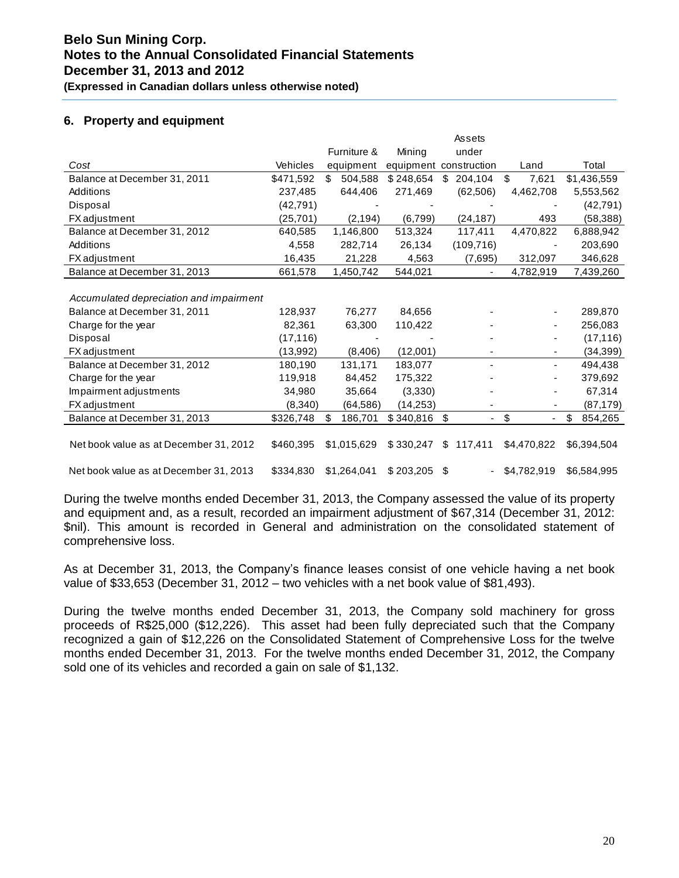## 6. Property and equipment

| *Cost* | Vehicles | Furniture & equipment | Mining equipment | Assets under construction | Land | Total |
|---|---|---|---|---|---|---|
| Balance at December 31, 2011 | $471,592 | $ 504,588 | $ 248,654 | $ 204,104 | $ 7,621 | $1,436,559 |
| Additions | 237,485 | 644,406 | 271,469 | (62,506) | 4,462,708 | 5,553,562 |
| Disposal | (42,791) | - | - | - | - | (42,791) |
| FX adjustment | (25,701) | (2,194) | (6,799) | (24,187) | 493 | (58,388) |
| Balance at December 31, 2012 | 640,585 | 1,146,800 | 513,324 | 117,411 | 4,470,822 | 6,888,942 |
| Additions | 4,558 | 282,714 | 26,134 | (109,716) | - | 203,690 |
| FX adjustment | 16,435 | 21,228 | 4,563 | (7,695) | 312,097 | 346,628 |
| Balance at December 31, 2013 | 661,578 | 1,450,742 | 544,021 | - | 4,782,919 | 7,439,260 |
| | | | | | | |
| *Accumulated depreciation and impairment* | | | | | | |
| Balance at December 31, 2011 | 128,937 | 76,277 | 84,656 | - | - | 289,870 |
| Charge for the year | 82,361 | 63,300 | 110,422 | - | - | 256,083 |
| Disposal | (17,116) | - | - | - | - | (17,116) |
| FX adjustment | (13,992) | (8,406) | (12,001) | - | - | (34,399) |
| Balance at December 31, 2012 | 180,190 | 131,171 | 183,077 | - | - | 494,438 |
| Charge for the year | 119,918 | 84,452 | 175,322 | - | - | 379,692 |
| Impairment adjustments | 34,980 | 35,664 | (3,330) | - | - | 67,314 |
| FX adjustment | (8,340) | (64,586) | (14,253) | - | - | (87,179) |
| Balance at December 31, 2013 | $326,748 | $ 186,701 | $ 340,816 | $ - | $ - | $ 854,265 |
| | | | | | | |
| Net book value as at December 31, 2012 | $460,395 | $1,015,629 | $ 330,247 | $ 117,411 | $4,470,822 | $6,394,504 |
| Net book value as at December 31, 2013 | $334,830 | $1,264,041 | $ 203,205 | $ - | $4,782,919 | $6,584,995 |

During the twelve months ended December 31, 2013, the Company assessed the value of its property and equipment and, as a result, recorded an impairment adjustment of $67,314 (December 31, 2012: $nil). This amount is recorded in General and administration on the consolidated statement of comprehensive loss.

As at December 31, 2013, the Company's finance leases consist of one vehicle having a net book value of $33,653 (December 31, 2012 – two vehicles with a net book value of $81,493).

During the twelve months ended December 31, 2013, the Company sold machinery for gross proceeds of R$25,000 ($12,226). This asset had been fully depreciated such that the Company recognized a gain of $12,226 on the Consolidated Statement of Comprehensive Loss for the twelve months ended December 31, 2013. For the twelve months ended December 31, 2012, the Company sold one of its vehicles and recorded a gain on sale of $1,132.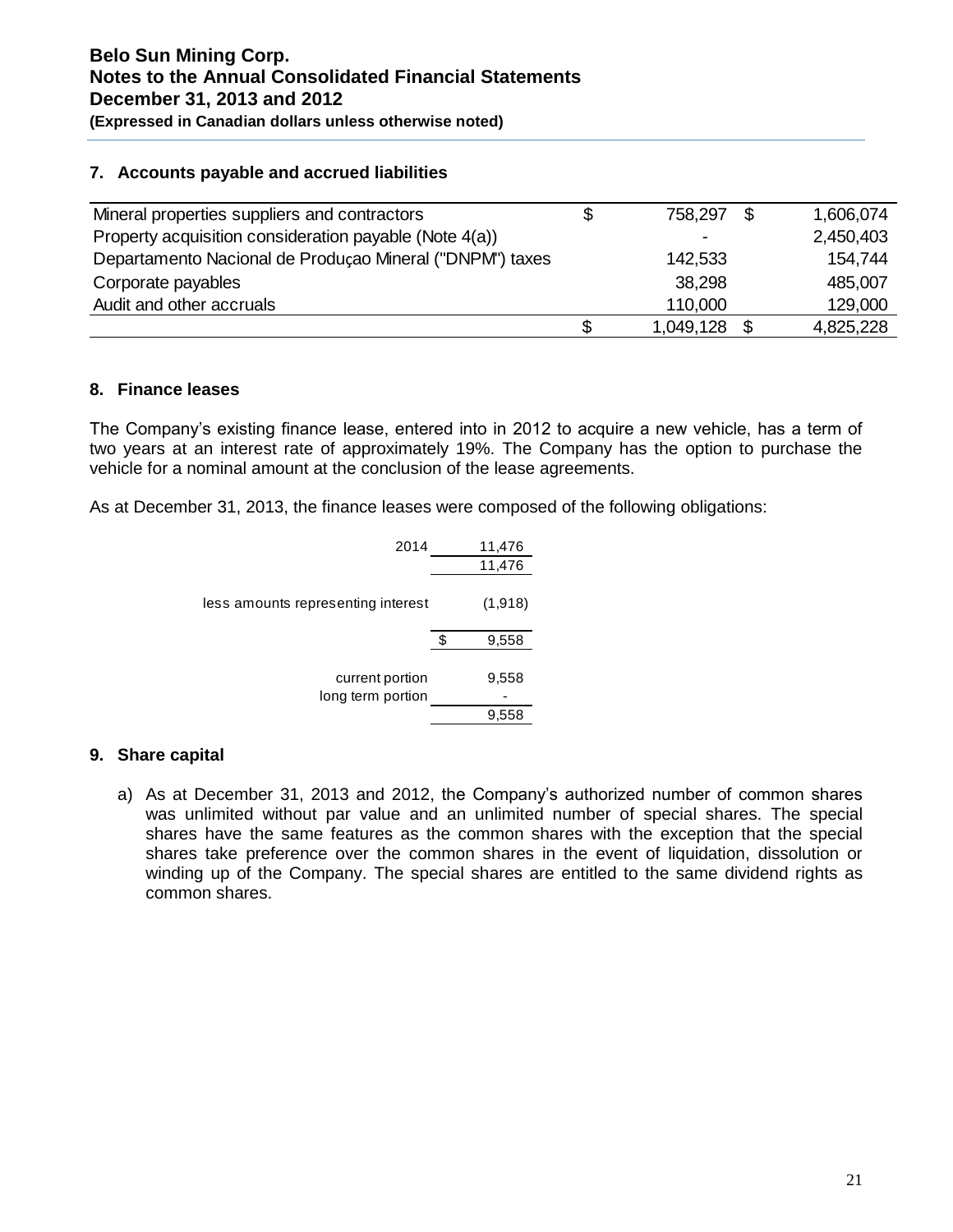## 7. Accounts payable and accrued liabilities

| | 2013 | 2012 |
|---|---|---|
| Mineral properties suppliers and contractors | $ 758,297 | $ 1,606,074 |
| Property acquisition consideration payable (Note 4(a)) | - | 2,450,403 |
| Departamento Nacional de Produçao Mineral ("DNPM") taxes | 142,533 | 154,744 |
| Corporate payables | 38,298 | 485,007 |
| Audit and other accruals | 110,000 | 129,000 |
| | $ 1,049,128 | $ 4,825,228 |

## 8. Finance leases

The Company's existing finance lease, entered into in 2012 to acquire a new vehicle, has a term of two years at an interest rate of approximately 19%. The Company has the option to purchase the vehicle for a nominal amount at the conclusion of the lease agreements.

As at December 31, 2013, the finance leases were composed of the following obligations:

| | |
|---|---|
| 2014 | 11,476 |
| | 11,476 |
| less amounts representing interest | (1,918) |
| | $ 9,558 |
| current portion | 9,558 |
| long term portion | - |
| | 9,558 |

## 9. Share capital

a) As at December 31, 2013 and 2012, the Company's authorized number of common shares was unlimited without par value and an unlimited number of special shares. The special shares have the same features as the common shares with the exception that the special shares take preference over the common shares in the event of liquidation, dissolution or winding up of the Company. The special shares are entitled to the same dividend rights as common shares.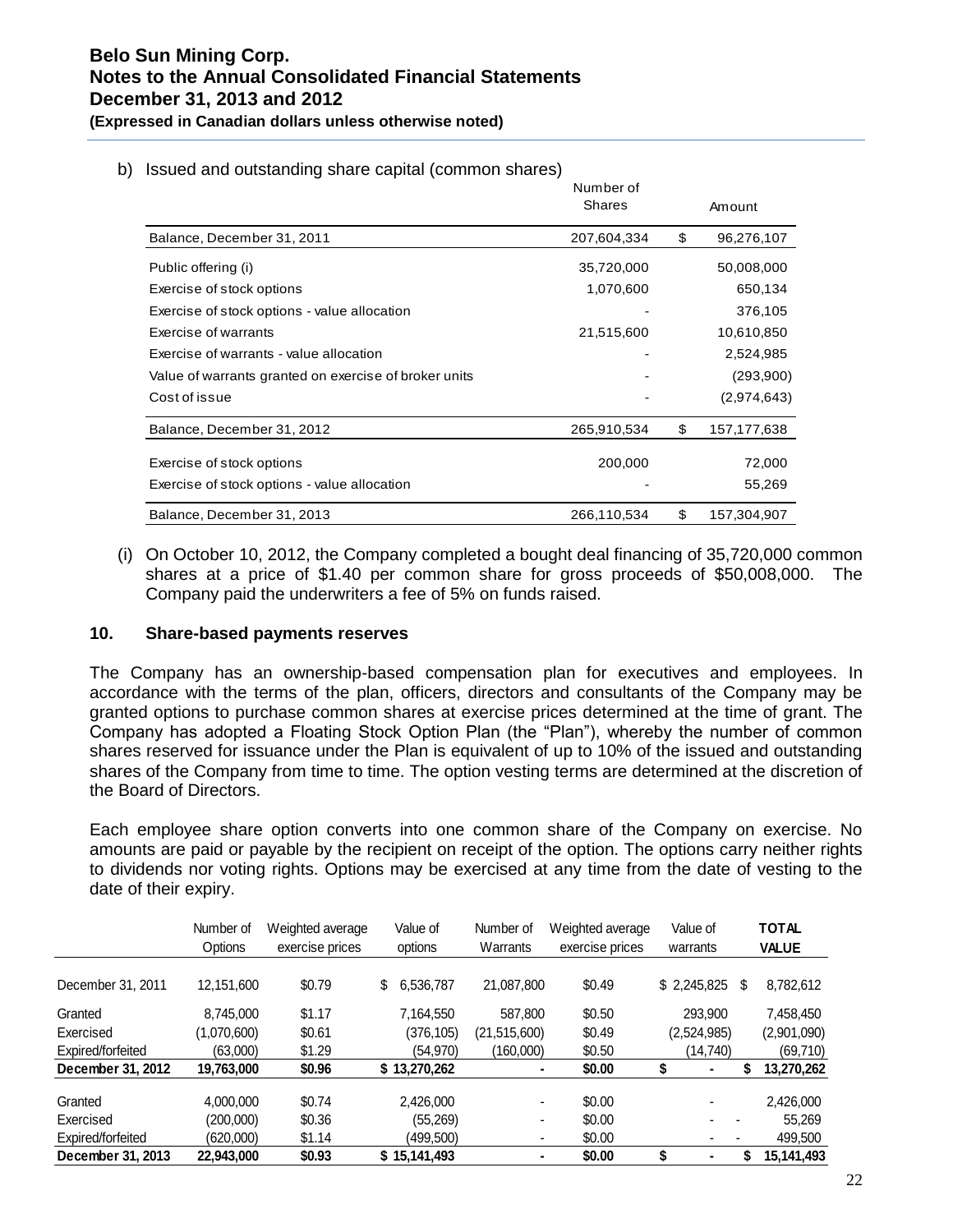b) Issued and outstanding share capital (common shares)

| | Number of Shares | Amount |
|---|---|---|
| Balance, December 31, 2011 | 207,604,334 | $ 96,276,107 |
| Public offering (i) | 35,720,000 | 50,008,000 |
| Exercise of stock options | 1,070,600 | 650,134 |
| Exercise of stock options - value allocation | - | 376,105 |
| Exercise of warrants | 21,515,600 | 10,610,850 |
| Exercise of warrants - value allocation | - | 2,524,985 |
| Value of warrants granted on exercise of broker units | - | (293,900) |
| Cost of issue | - | (2,974,643) |
| Balance, December 31, 2012 | 265,910,534 | $ 157,177,638 |
| Exercise of stock options | 200,000 | 72,000 |
| Exercise of stock options - value allocation | - | 55,269 |
| Balance, December 31, 2013 | 266,110,534 | $ 157,304,907 |

(i) On October 10, 2012, the Company completed a bought deal financing of 35,720,000 common shares at a price of $1.40 per common share for gross proceeds of $50,008,000. The Company paid the underwriters a fee of 5% on funds raised.

## 10. Share-based payments reserves

The Company has an ownership-based compensation plan for executives and employees. In accordance with the terms of the plan, officers, directors and consultants of the Company may be granted options to purchase common shares at exercise prices determined at the time of grant. The Company has adopted a Floating Stock Option Plan (the "Plan"), whereby the number of common shares reserved for issuance under the Plan is equivalent of up to 10% of the issued and outstanding shares of the Company from time to time. The option vesting terms are determined at the discretion of the Board of Directors.

Each employee share option converts into one common share of the Company on exercise. No amounts are paid or payable by the recipient on receipt of the option. The options carry neither rights to dividends nor voting rights. Options may be exercised at any time from the date of vesting to the date of their expiry.

| | Number of Options | Weighted average exercise prices | Value of options | Number of Warrants | Weighted average exercise prices | Value of warrants | TOTAL VALUE |
|---|---|---|---|---|---|---|---|
| December 31, 2011 | 12,151,600 | $0.79 | $ 6,536,787 | 21,087,800 | $0.49 | $ 2,245,825 | $ 8,782,612 |
| Granted | 8,745,000 | $1.17 | 7,164,550 | 587,800 | $0.50 | 293,900 | 7,458,450 |
| Exercised | (1,070,600) | $0.61 | (376,105) | (21,515,600) | $0.49 | (2,524,985) | (2,901,090) |
| Expired/forfeited | (63,000) | $1.29 | (54,970) | (160,000) | $0.50 | (14,740) | (69,710) |
| **December 31, 2012** | **19,763,000** | **$0.96** | **$ 13,270,262** | **-** | **$0.00** | **$ -** | **$ 13,270,262** |
| Granted | 4,000,000 | $0.74 | 2,426,000 | - | $0.00 | - | 2,426,000 |
| Exercised | (200,000) | $0.36 | (55,269) | - | $0.00 | - - | 55,269 |
| Expired/forfeited | (620,000) | $1.14 | (499,500) | - | $0.00 | - - | 499,500 |
| **December 31, 2013** | **22,943,000** | **$0.93** | **$ 15,141,493** | **-** | **$0.00** | **$ -** | **$ 15,141,493** |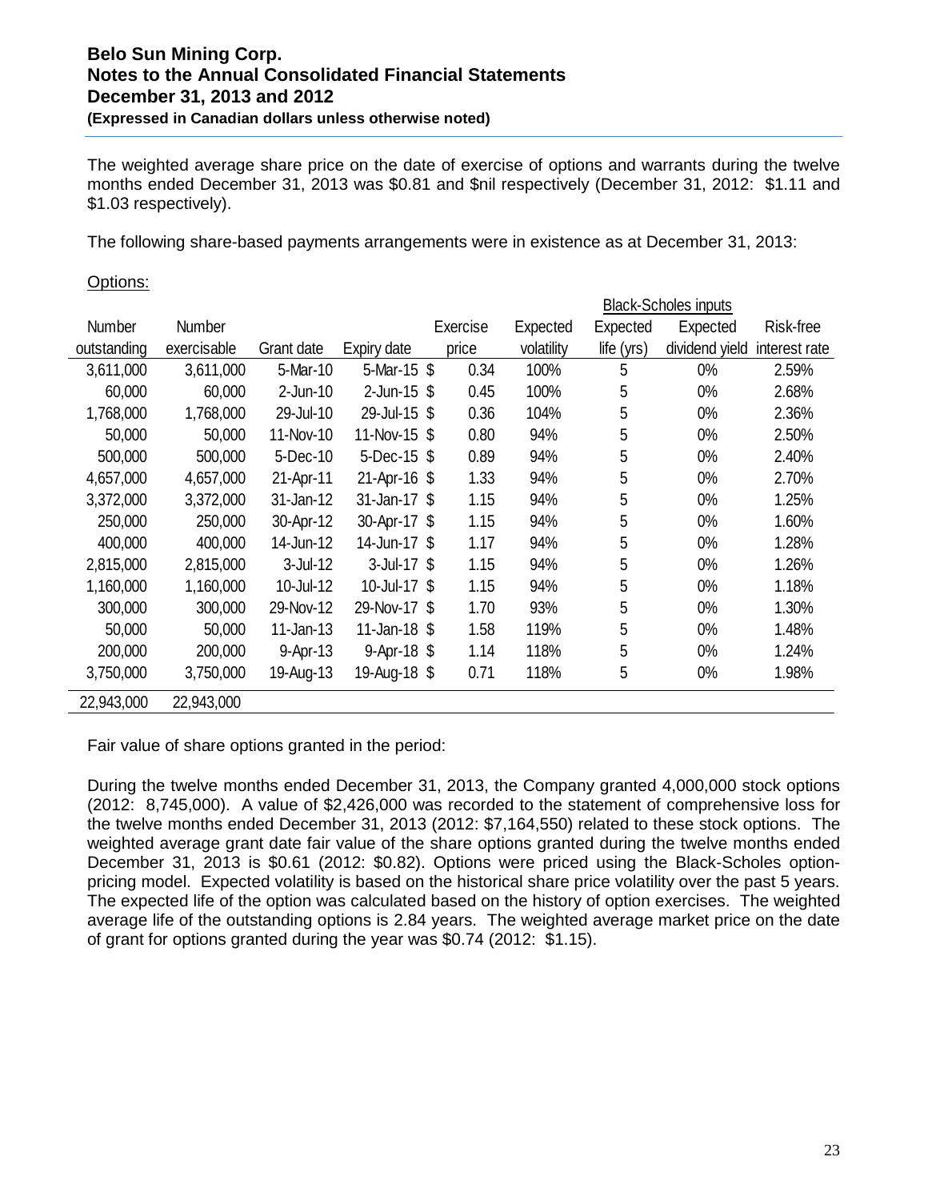The weighted average share price on the date of exercise of options and warrants during the twelve months ended December 31, 2013 was $0.81 and $nil respectively (December 31, 2012: $1.11 and $1.03 respectively).

The following share-based payments arrangements were in existence as at December 31, 2013:

Options:

| Number outstanding | Number exercisable | Grant date | Expiry date | Exercise price | Black-Scholes inputs Expected volatility | Expected life (yrs) | Expected dividend yield | Risk-free interest rate |
|---|---|---|---|---|---|---|---|---|
| 3,611,000 | 3,611,000 | 5-Mar-10 | 5-Mar-15 | $ 0.34 | 100% | 5 | 0% | 2.59% |
| 60,000 | 60,000 | 2-Jun-10 | 2-Jun-15 | $ 0.45 | 100% | 5 | 0% | 2.68% |
| 1,768,000 | 1,768,000 | 29-Jul-10 | 29-Jul-15 | $ 0.36 | 104% | 5 | 0% | 2.36% |
| 50,000 | 50,000 | 11-Nov-10 | 11-Nov-15 | $ 0.80 | 94% | 5 | 0% | 2.50% |
| 500,000 | 500,000 | 5-Dec-10 | 5-Dec-15 | $ 0.89 | 94% | 5 | 0% | 2.40% |
| 4,657,000 | 4,657,000 | 21-Apr-11 | 21-Apr-16 | $ 1.33 | 94% | 5 | 0% | 2.70% |
| 3,372,000 | 3,372,000 | 31-Jan-12 | 31-Jan-17 | $ 1.15 | 94% | 5 | 0% | 1.25% |
| 250,000 | 250,000 | 30-Apr-12 | 30-Apr-17 | $ 1.15 | 94% | 5 | 0% | 1.60% |
| 400,000 | 400,000 | 14-Jun-12 | 14-Jun-17 | $ 1.17 | 94% | 5 | 0% | 1.28% |
| 2,815,000 | 2,815,000 | 3-Jul-12 | 3-Jul-17 | $ 1.15 | 94% | 5 | 0% | 1.26% |
| 1,160,000 | 1,160,000 | 10-Jul-12 | 10-Jul-17 | $ 1.15 | 94% | 5 | 0% | 1.18% |
| 300,000 | 300,000 | 29-Nov-12 | 29-Nov-17 | $ 1.70 | 93% | 5 | 0% | 1.30% |
| 50,000 | 50,000 | 11-Jan-13 | 11-Jan-18 | $ 1.58 | 119% | 5 | 0% | 1.48% |
| 200,000 | 200,000 | 9-Apr-13 | 9-Apr-18 | $ 1.14 | 118% | 5 | 0% | 1.24% |
| 3,750,000 | 3,750,000 | 19-Aug-13 | 19-Aug-18 | $ 0.71 | 118% | 5 | 0% | 1.98% |
| 22,943,000 | 22,943,000 | | | | | | | |

Fair value of share options granted in the period:

During the twelve months ended December 31, 2013, the Company granted 4,000,000 stock options (2012: 8,745,000). A value of $2,426,000 was recorded to the statement of comprehensive loss for the twelve months ended December 31, 2013 (2012: $7,164,550) related to these stock options. The weighted average grant date fair value of the share options granted during the twelve months ended December 31, 2013 is $0.61 (2012: $0.82). Options were priced using the Black-Scholes option-pricing model. Expected volatility is based on the historical share price volatility over the past 5 years. The expected life of the option was calculated based on the history of option exercises. The weighted average life of the outstanding options is 2.84 years. The weighted average market price on the date of grant for options granted during the year was $0.74 (2012: $1.15).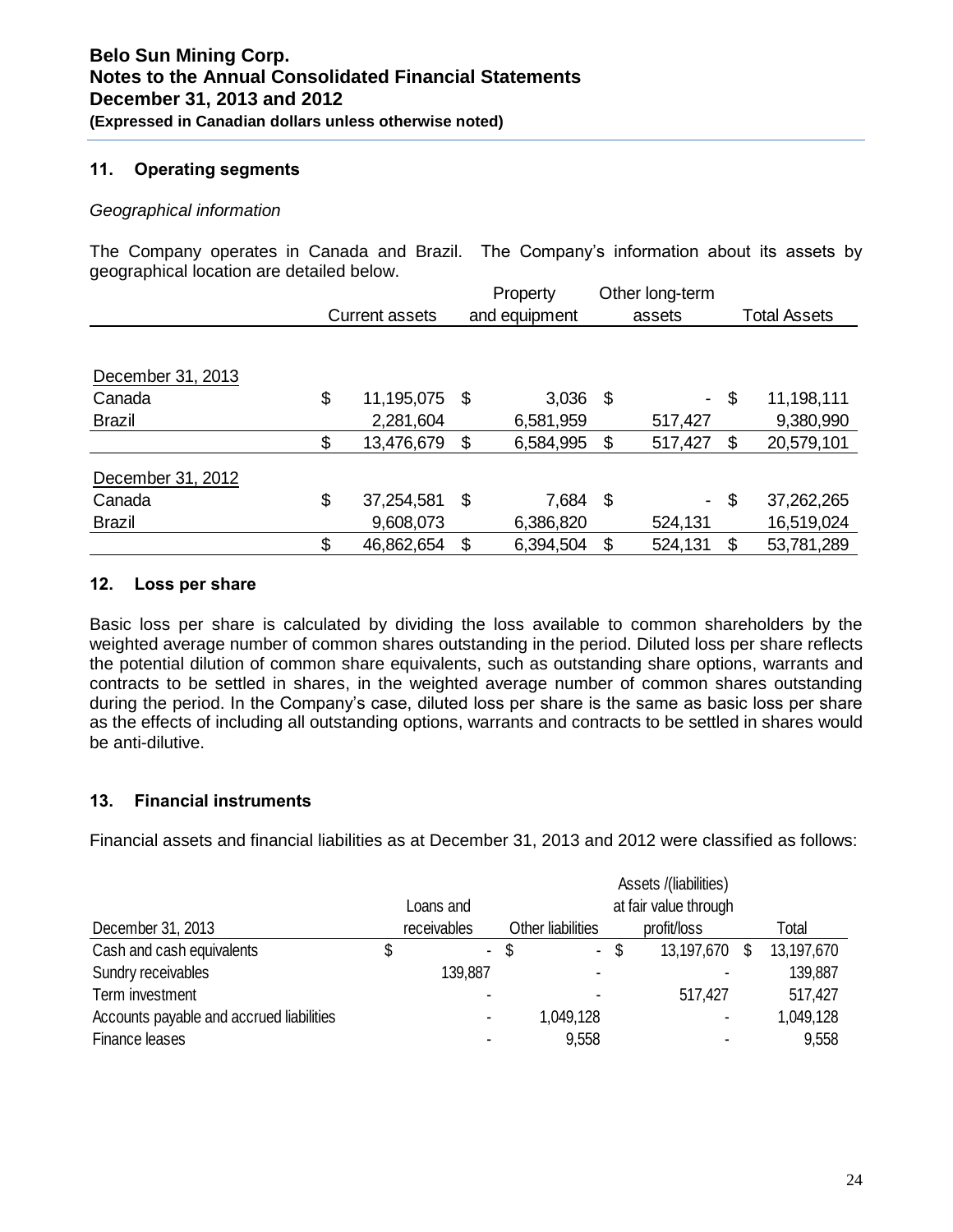## 11. Operating segments

*Geographical information*

The Company operates in Canada and Brazil. The Company's information about its assets by geographical location are detailed below.

| | Current assets | Property and equipment | Other long-term assets | Total Assets |
|---|---|---|---|---|
| December 31, 2013 | | | | |
| Canada | $ 11,195,075 | $ 3,036 | $ - | $ 11,198,111 |
| Brazil | 2,281,604 | 6,581,959 | 517,427 | 9,380,990 |
| | $ 13,476,679 | $ 6,584,995 | $ 517,427 | $ 20,579,101 |
| December 31, 2012 | | | | |
| Canada | $ 37,254,581 | $ 7,684 | $ - | $ 37,262,265 |
| Brazil | 9,608,073 | 6,386,820 | 524,131 | 16,519,024 |
| | $ 46,862,654 | $ 6,394,504 | $ 524,131 | $ 53,781,289 |

## 12. Loss per share

Basic loss per share is calculated by dividing the loss available to common shareholders by the weighted average number of common shares outstanding in the period. Diluted loss per share reflects the potential dilution of common share equivalents, such as outstanding share options, warrants and contracts to be settled in shares, in the weighted average number of common shares outstanding during the period. In the Company's case, diluted loss per share is the same as basic loss per share as the effects of including all outstanding options, warrants and contracts to be settled in shares would be anti-dilutive.

## 13. Financial instruments

Financial assets and financial liabilities as at December 31, 2013 and 2012 were classified as follows:

| December 31, 2013 | Loans and receivables | Other liabilities | Assets /(liabilities) at fair value through profit/loss | Total |
|---|---|---|---|---|
| Cash and cash equivalents | $ - | $ - | $ 13,197,670 | $ 13,197,670 |
| Sundry receivables | 139,887 | - | - | 139,887 |
| Term investment | - | - | 517,427 | 517,427 |
| Accounts payable and accrued liabilities | - | 1,049,128 | - | 1,049,128 |
| Finance leases | - | 9,558 | - | 9,558 |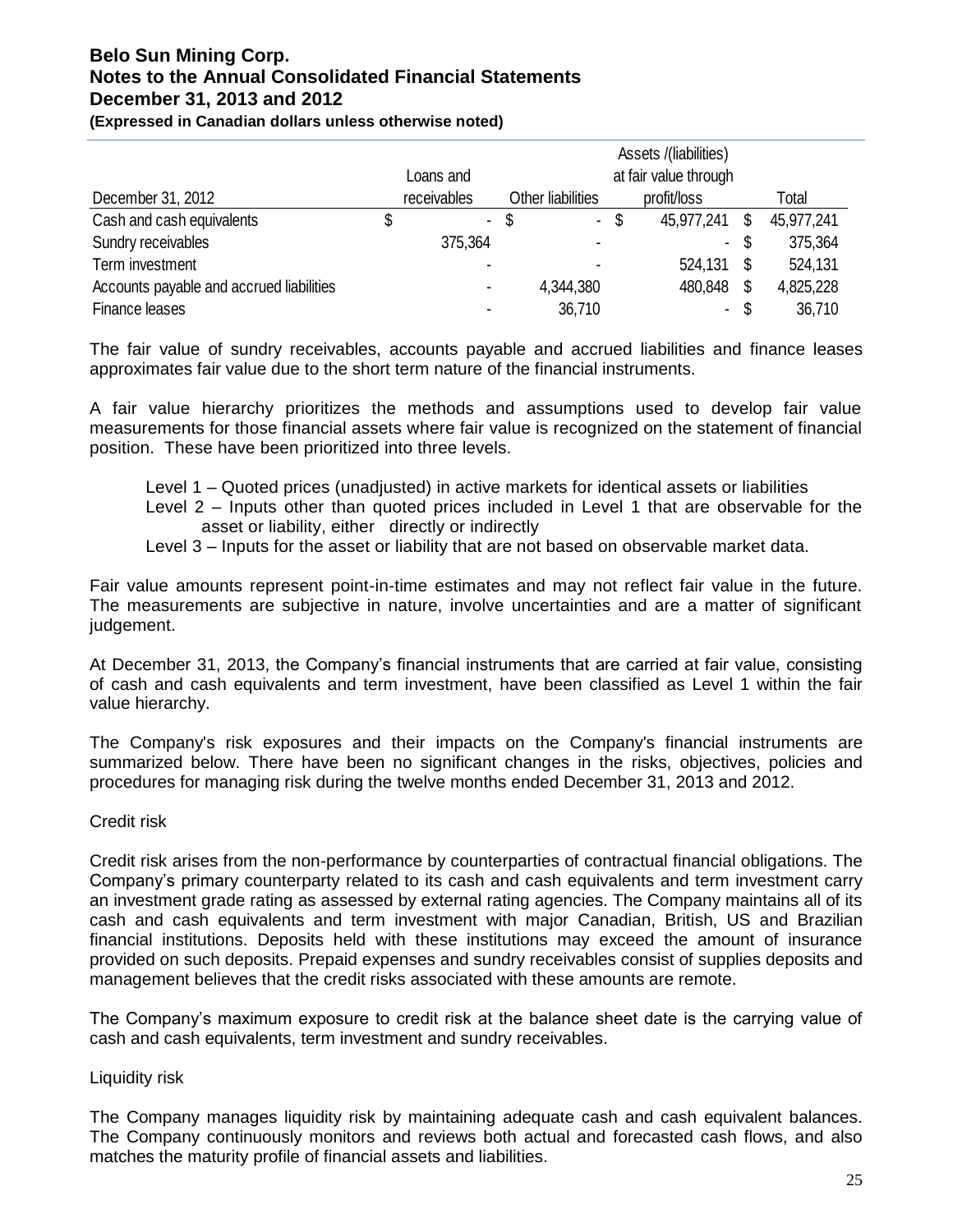| December 31, 2012 | Loans and receivables | Other liabilities | Assets /(liabilities) at fair value through profit/loss | Total |
|---|---|---|---|---|
| Cash and cash equivalents | $ - | $ - | $ 45,977,241 | $ 45,977,241 |
| Sundry receivables | 375,364 | - | - | $ 375,364 |
| Term investment | - | - | 524,131 | $ 524,131 |
| Accounts payable and accrued liabilities | - | 4,344,380 | 480,848 | $ 4,825,228 |
| Finance leases | - | 36,710 | - | $ 36,710 |

The fair value of sundry receivables, accounts payable and accrued liabilities and finance leases approximates fair value due to the short term nature of the financial instruments.

A fair value hierarchy prioritizes the methods and assumptions used to develop fair value measurements for those financial assets where fair value is recognized on the statement of financial position. These have been prioritized into three levels.

Level 1 – Quoted prices (unadjusted) in active markets for identical assets or liabilities
Level 2 – Inputs other than quoted prices included in Level 1 that are observable for the asset or liability, either directly or indirectly
Level 3 – Inputs for the asset or liability that are not based on observable market data.

Fair value amounts represent point-in-time estimates and may not reflect fair value in the future. The measurements are subjective in nature, involve uncertainties and are a matter of significant judgement.

At December 31, 2013, the Company's financial instruments that are carried at fair value, consisting of cash and cash equivalents and term investment, have been classified as Level 1 within the fair value hierarchy.

The Company's risk exposures and their impacts on the Company's financial instruments are summarized below. There have been no significant changes in the risks, objectives, policies and procedures for managing risk during the twelve months ended December 31, 2013 and 2012.

Credit risk

Credit risk arises from the non-performance by counterparties of contractual financial obligations. The Company's primary counterparty related to its cash and cash equivalents and term investment carry an investment grade rating as assessed by external rating agencies. The Company maintains all of its cash and cash equivalents and term investment with major Canadian, British, US and Brazilian financial institutions. Deposits held with these institutions may exceed the amount of insurance provided on such deposits. Prepaid expenses and sundry receivables consist of supplies deposits and management believes that the credit risks associated with these amounts are remote.

The Company's maximum exposure to credit risk at the balance sheet date is the carrying value of cash and cash equivalents, term investment and sundry receivables.

Liquidity risk

The Company manages liquidity risk by maintaining adequate cash and cash equivalent balances. The Company continuously monitors and reviews both actual and forecasted cash flows, and also matches the maturity profile of financial assets and liabilities.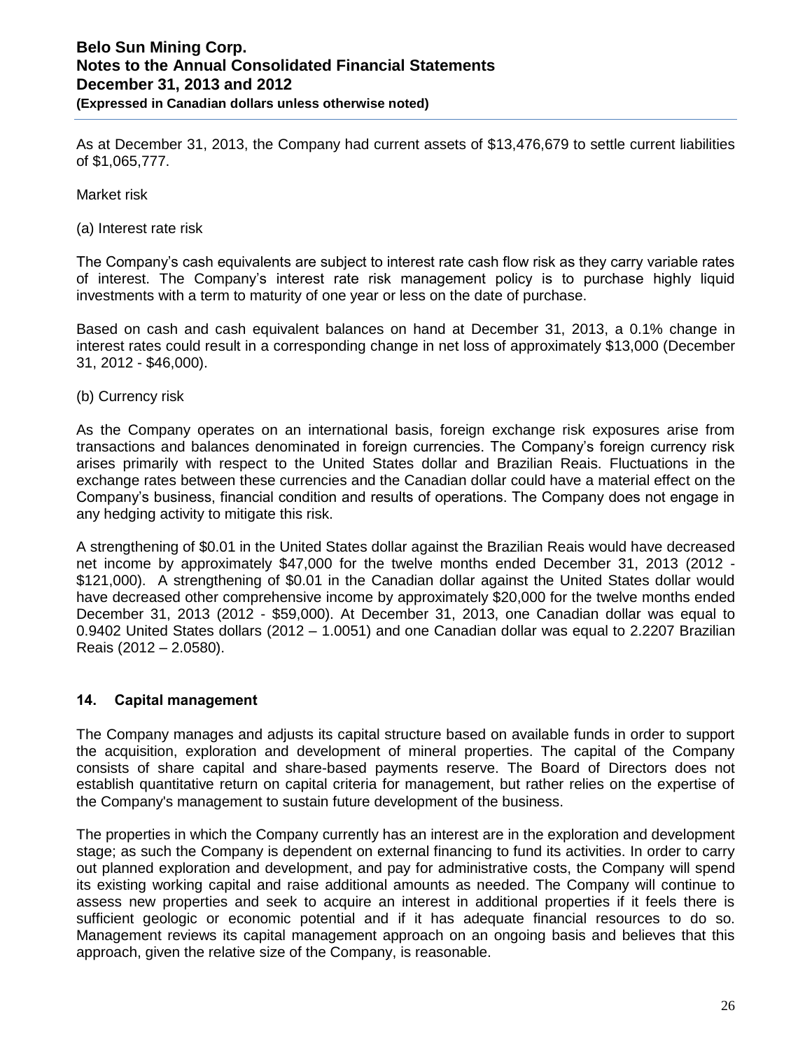As at December 31, 2013, the Company had current assets of $13,476,679 to settle current liabilities of $1,065,777.

Market risk

(a) Interest rate risk

The Company's cash equivalents are subject to interest rate cash flow risk as they carry variable rates of interest. The Company's interest rate risk management policy is to purchase highly liquid investments with a term to maturity of one year or less on the date of purchase.

Based on cash and cash equivalent balances on hand at December 31, 2013, a 0.1% change in interest rates could result in a corresponding change in net loss of approximately $13,000 (December 31, 2012 - $46,000).

(b) Currency risk

As the Company operates on an international basis, foreign exchange risk exposures arise from transactions and balances denominated in foreign currencies. The Company's foreign currency risk arises primarily with respect to the United States dollar and Brazilian Reais. Fluctuations in the exchange rates between these currencies and the Canadian dollar could have a material effect on the Company's business, financial condition and results of operations. The Company does not engage in any hedging activity to mitigate this risk.

A strengthening of $0.01 in the United States dollar against the Brazilian Reais would have decreased net income by approximately $47,000 for the twelve months ended December 31, 2013 (2012 - $121,000). A strengthening of $0.01 in the Canadian dollar against the United States dollar would have decreased other comprehensive income by approximately $20,000 for the twelve months ended December 31, 2013 (2012 - $59,000). At December 31, 2013, one Canadian dollar was equal to 0.9402 United States dollars (2012 – 1.0051) and one Canadian dollar was equal to 2.2207 Brazilian Reais (2012 – 2.0580).

## 14. Capital management

The Company manages and adjusts its capital structure based on available funds in order to support the acquisition, exploration and development of mineral properties. The capital of the Company consists of share capital and share-based payments reserve. The Board of Directors does not establish quantitative return on capital criteria for management, but rather relies on the expertise of the Company's management to sustain future development of the business.

The properties in which the Company currently has an interest are in the exploration and development stage; as such the Company is dependent on external financing to fund its activities. In order to carry out planned exploration and development, and pay for administrative costs, the Company will spend its existing working capital and raise additional amounts as needed. The Company will continue to assess new properties and seek to acquire an interest in additional properties if it feels there is sufficient geologic or economic potential and if it has adequate financial resources to do so. Management reviews its capital management approach on an ongoing basis and believes that this approach, given the relative size of the Company, is reasonable.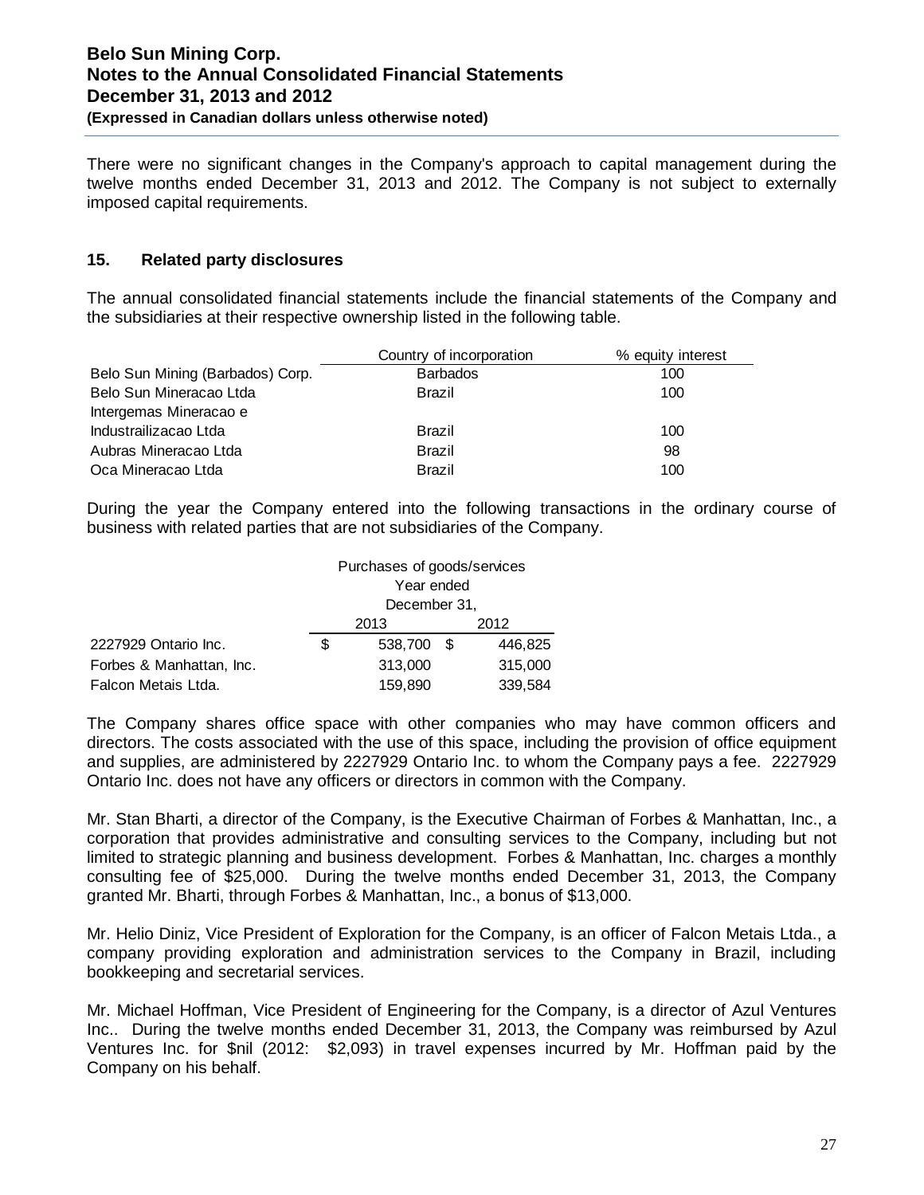There were no significant changes in the Company's approach to capital management during the twelve months ended December 31, 2013 and 2012. The Company is not subject to externally imposed capital requirements.

## 15. Related party disclosures

The annual consolidated financial statements include the financial statements of the Company and the subsidiaries at their respective ownership listed in the following table.

| | Country of incorporation | % equity interest |
|---|---|---|
| Belo Sun Mining (Barbados) Corp. | Barbados | 100 |
| Belo Sun Mineracao Ltda | Brazil | 100 |
| Intergemas Mineracao e Industrailizacao Ltda | Brazil | 100 |
| Aubras Mineracao Ltda | Brazil | 98 |
| Oca Mineracao Ltda | Brazil | 100 |

During the year the Company entered into the following transactions in the ordinary course of business with related parties that are not subsidiaries of the Company.

| | Purchases of goods/services Year ended December 31, | |
|---|---|---|
| | 2013 | 2012 |
| 2227929 Ontario Inc. | $ 538,700 | $ 446,825 |
| Forbes & Manhattan, Inc. | 313,000 | 315,000 |
| Falcon Metais Ltda. | 159,890 | 339,584 |

The Company shares office space with other companies who may have common officers and directors. The costs associated with the use of this space, including the provision of office equipment and supplies, are administered by 2227929 Ontario Inc. to whom the Company pays a fee. 2227929 Ontario Inc. does not have any officers or directors in common with the Company.

Mr. Stan Bharti, a director of the Company, is the Executive Chairman of Forbes & Manhattan, Inc., a corporation that provides administrative and consulting services to the Company, including but not limited to strategic planning and business development. Forbes & Manhattan, Inc. charges a monthly consulting fee of $25,000. During the twelve months ended December 31, 2013, the Company granted Mr. Bharti, through Forbes & Manhattan, Inc., a bonus of $13,000.

Mr. Helio Diniz, Vice President of Exploration for the Company, is an officer of Falcon Metais Ltda., a company providing exploration and administration services to the Company in Brazil, including bookkeeping and secretarial services.

Mr. Michael Hoffman, Vice President of Engineering for the Company, is a director of Azul Ventures Inc.. During the twelve months ended December 31, 2013, the Company was reimbursed by Azul Ventures Inc. for $nil (2012: $2,093) in travel expenses incurred by Mr. Hoffman paid by the Company on his behalf.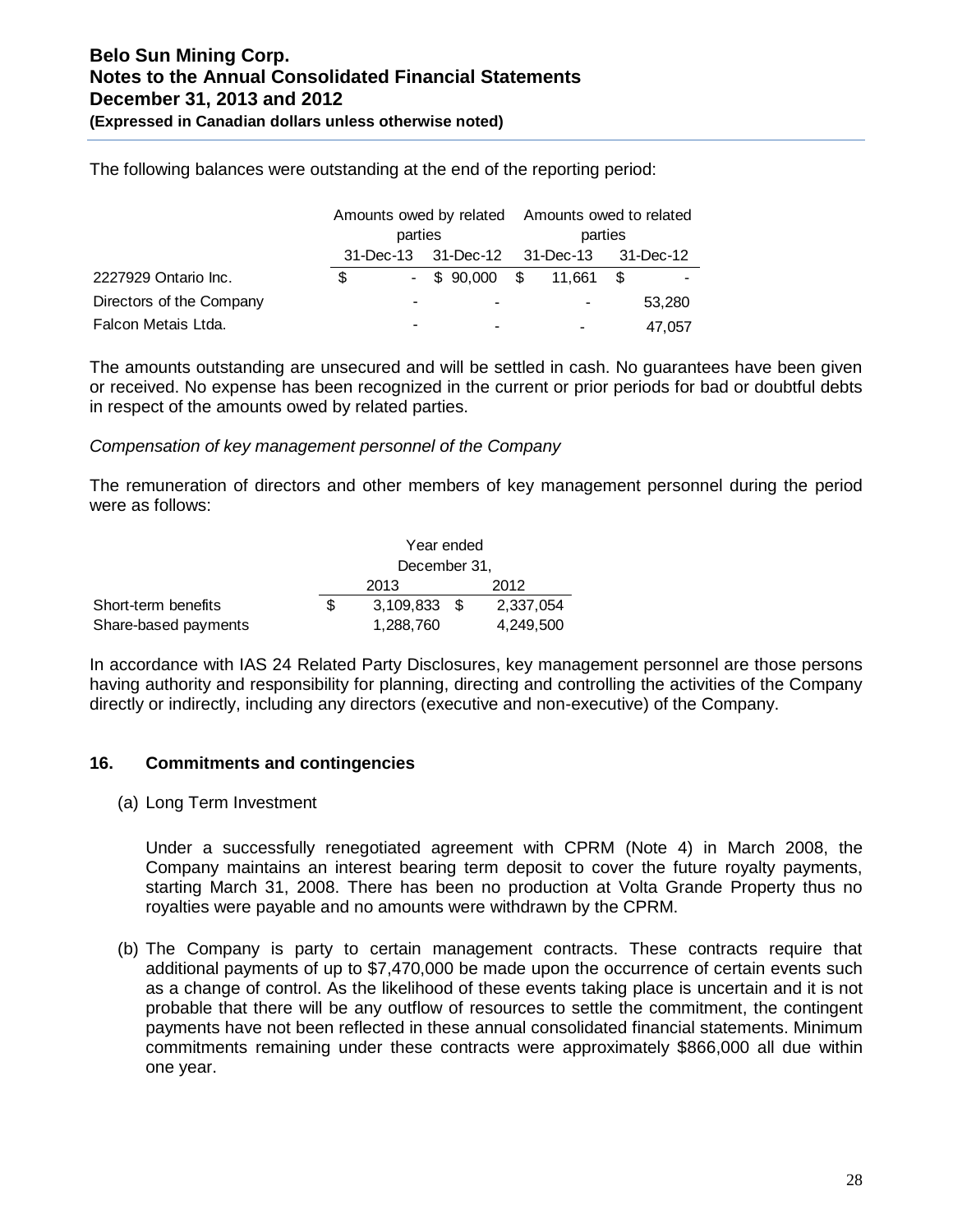The following balances were outstanding at the end of the reporting period:

| | Amounts owed by related parties | | Amounts owed to related parties | |
|---|---|---|---|---|
| | 31-Dec-13 | 31-Dec-12 | 31-Dec-13 | 31-Dec-12 |
| 2227929 Ontario Inc. | $ - | $ 90,000 | $ 11,661 | $ - |
| Directors of the Company | - | - | - | 53,280 |
| Falcon Metais Ltda. | - | - | - | 47,057 |

The amounts outstanding are unsecured and will be settled in cash. No guarantees have been given or received. No expense has been recognized in the current or prior periods for bad or doubtful debts in respect of the amounts owed by related parties.

*Compensation of key management personnel of the Company*

The remuneration of directors and other members of key management personnel during the period were as follows:

| | Year ended December 31, | |
|---|---|---|
| | 2013 | 2012 |
| Short-term benefits | $ 3,109,833 | $ 2,337,054 |
| Share-based payments | 1,288,760 | 4,249,500 |

In accordance with IAS 24 Related Party Disclosures, key management personnel are those persons having authority and responsibility for planning, directing and controlling the activities of the Company directly or indirectly, including any directors (executive and non-executive) of the Company.

## 16. Commitments and contingencies

(a) Long Term Investment

Under a successfully renegotiated agreement with CPRM (Note 4) in March 2008, the Company maintains an interest bearing term deposit to cover the future royalty payments, starting March 31, 2008. There has been no production at Volta Grande Property thus no royalties were payable and no amounts were withdrawn by the CPRM.

(b) The Company is party to certain management contracts. These contracts require that additional payments of up to $7,470,000 be made upon the occurrence of certain events such as a change of control. As the likelihood of these events taking place is uncertain and it is not probable that there will be any outflow of resources to settle the commitment, the contingent payments have not been reflected in these annual consolidated financial statements. Minimum commitments remaining under these contracts were approximately $866,000 all due within one year.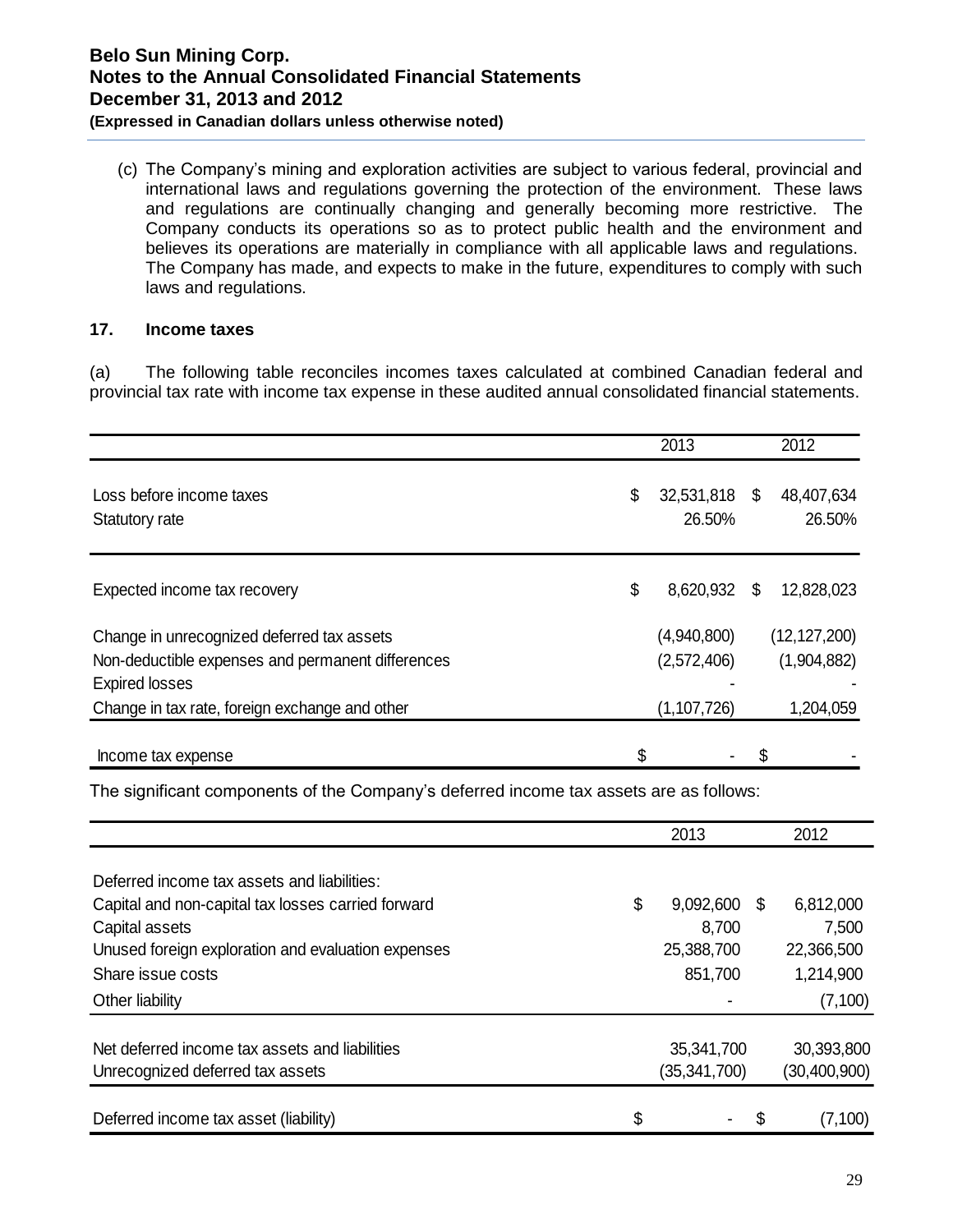(c) The Company's mining and exploration activities are subject to various federal, provincial and international laws and regulations governing the protection of the environment. These laws and regulations are continually changing and generally becoming more restrictive. The Company conducts its operations so as to protect public health and the environment and believes its operations are materially in compliance with all applicable laws and regulations. The Company has made, and expects to make in the future, expenditures to comply with such laws and regulations.

### 17. Income taxes

(a) The following table reconciles incomes taxes calculated at combined Canadian federal and provincial tax rate with income tax expense in these audited annual consolidated financial statements.

| | 2013 | 2012 |
|---|---|---|
| Loss before income taxes | $ 32,531,818 | $ 48,407,634 |
| Statutory rate | 26.50% | 26.50% |
| Expected income tax recovery | $ 8,620,932 | $ 12,828,023 |
| Change in unrecognized deferred tax assets | (4,940,800) | (12,127,200) |
| Non-deductible expenses and permanent differences | (2,572,406) | (1,904,882) |
| Expired losses | - | - |
| Change in tax rate, foreign exchange and other | (1,107,726) | 1,204,059 |
| Income tax expense | $ - | $ - |

The significant components of the Company's deferred income tax assets are as follows:

| | 2013 | 2012 |
|---|---|---|
| Deferred income tax assets and liabilities: | | |
| Capital and non-capital tax losses carried forward | $ 9,092,600 | $ 6,812,000 |
| Capital assets | 8,700 | 7,500 |
| Unused foreign exploration and evaluation expenses | 25,388,700 | 22,366,500 |
| Share issue costs | 851,700 | 1,214,900 |
| Other liability | - | (7,100) |
| Net deferred income tax assets and liabilities | 35,341,700 | 30,393,800 |
| Unrecognized deferred tax assets | (35,341,700) | (30,400,900) |
| Deferred income tax asset (liability) | $ - | $ (7,100) |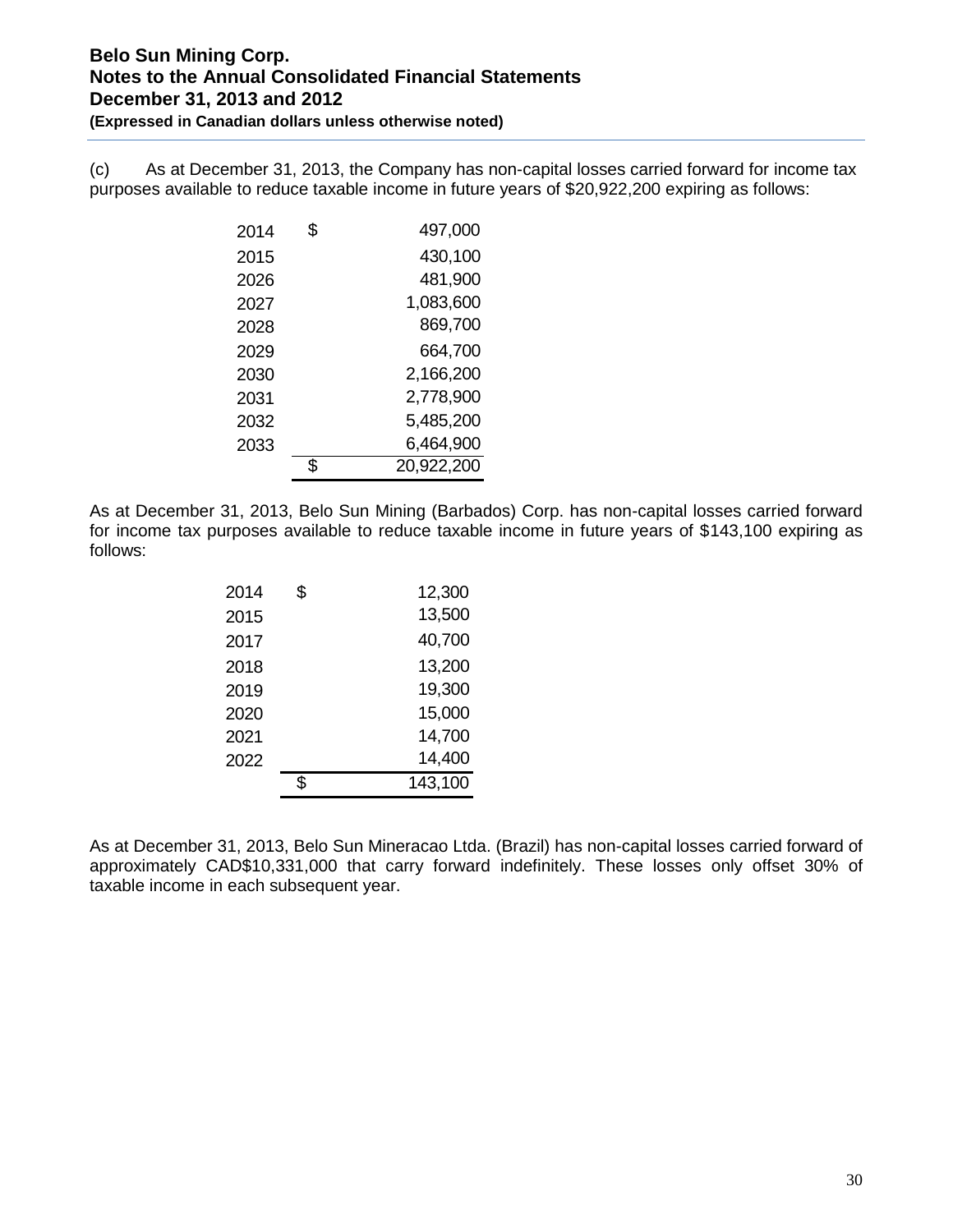(c) As at December 31, 2013, the Company has non-capital losses carried forward for income tax purposes available to reduce taxable income in future years of $20,922,200 expiring as follows:

| | | |
|---|---|---|
| 2014 | $ | 497,000 |
| 2015 | | 430,100 |
| 2026 | | 481,900 |
| 2027 | | 1,083,600 |
| 2028 | | 869,700 |
| 2029 | | 664,700 |
| 2030 | | 2,166,200 |
| 2031 | | 2,778,900 |
| 2032 | | 5,485,200 |
| 2033 | | 6,464,900 |
| | $ | 20,922,200 |

As at December 31, 2013, Belo Sun Mining (Barbados) Corp. has non-capital losses carried forward for income tax purposes available to reduce taxable income in future years of $143,100 expiring as follows:

| | | |
|---|---|---|
| 2014 | $ | 12,300 |
| 2015 | | 13,500 |
| 2017 | | 40,700 |
| 2018 | | 13,200 |
| 2019 | | 19,300 |
| 2020 | | 15,000 |
| 2021 | | 14,700 |
| 2022 | | 14,400 |
| | $ | 143,100 |

As at December 31, 2013, Belo Sun Mineracao Ltda. (Brazil) has non-capital losses carried forward of approximately CAD$10,331,000 that carry forward indefinitely. These losses only offset 30% of taxable income in each subsequent year.